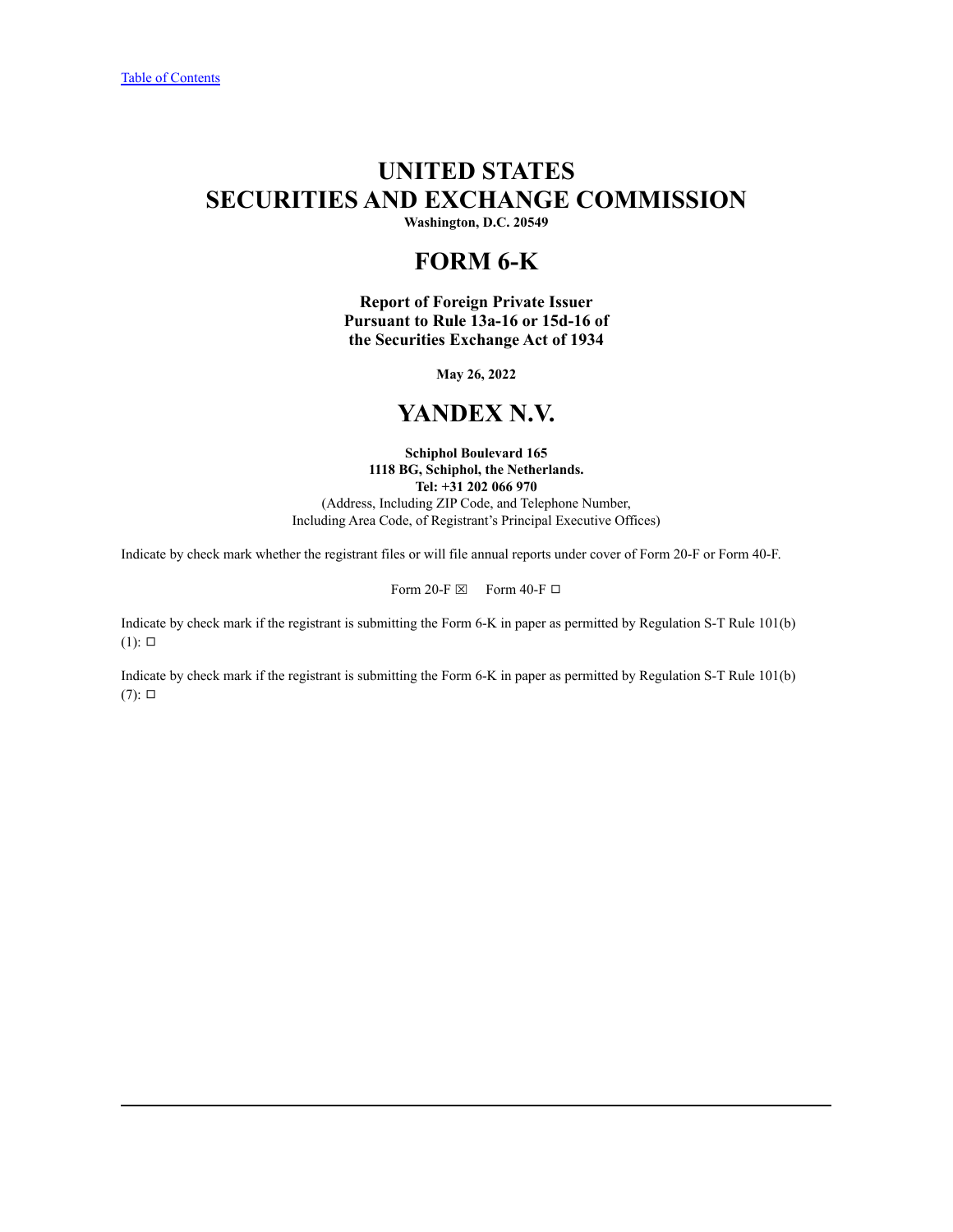[Table of Contents](#)

# UNITED STATES
# SECURITIES AND EXCHANGE COMMISSION

**Washington, D.C. 20549**

# FORM 6-K

**Report of Foreign Private Issuer**
**Pursuant to Rule 13a-16 or 15d-16 of**
**the Securities Exchange Act of 1934**

**May 26, 2022**

# YANDEX N.V.

**Schiphol Boulevard 165**
**1118 BG, Schiphol, the Netherlands.**
**Tel: +31 202 066 970**
(Address, Including ZIP Code, and Telephone Number,
Including Area Code, of Registrant's Principal Executive Offices)

Indicate by check mark whether the registrant files or will file annual reports under cover of Form 20-F or Form 40-F.

Form 20-F ☒ Form 40-F ☐

Indicate by check mark if the registrant is submitting the Form 6-K in paper as permitted by Regulation S-T Rule 101(b)(1): ☐

Indicate by check mark if the registrant is submitting the Form 6-K in paper as permitted by Regulation S-T Rule 101(b)(7): ☐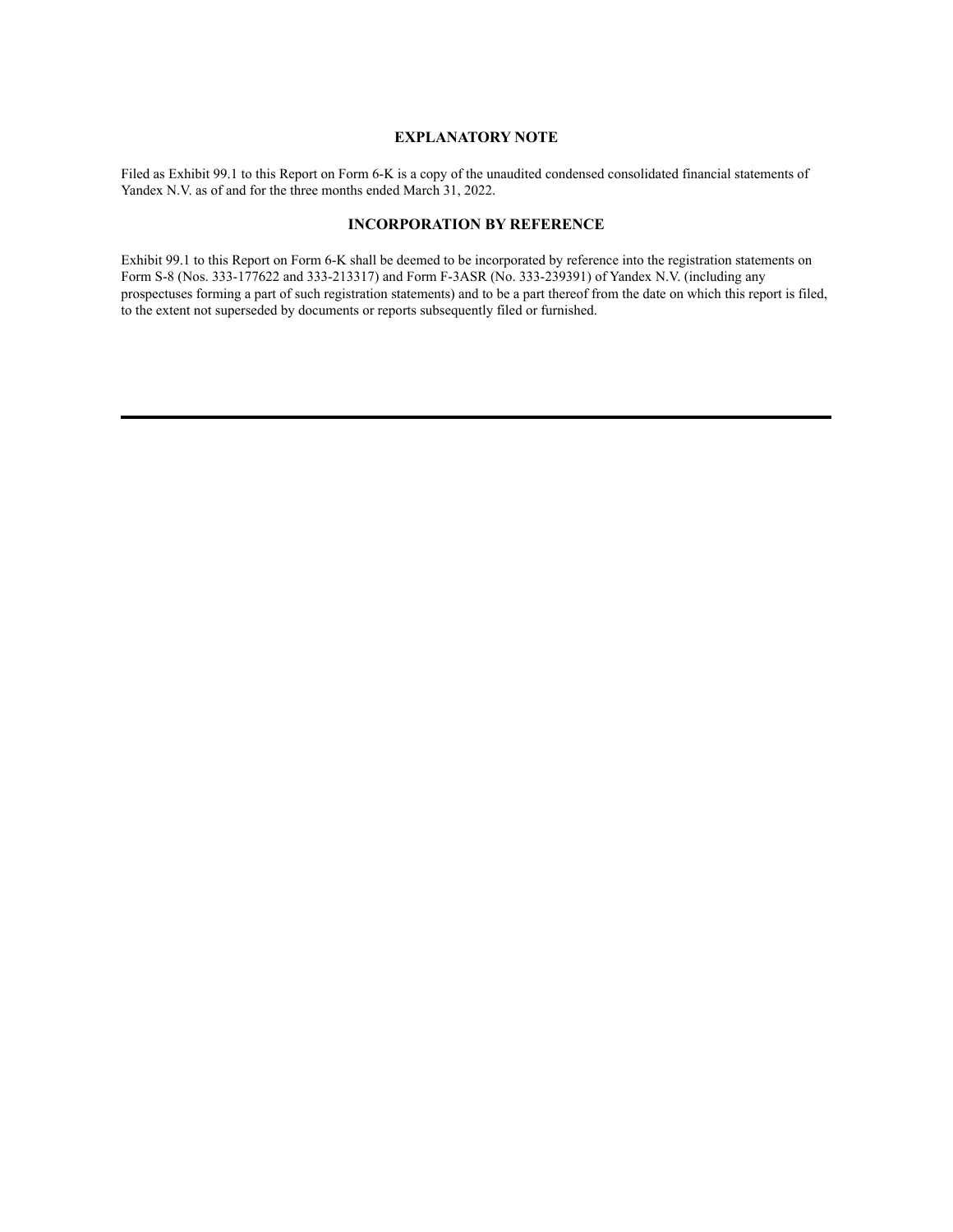## EXPLANATORY NOTE

Filed as Exhibit 99.1 to this Report on Form 6-K is a copy of the unaudited condensed consolidated financial statements of Yandex N.V. as of and for the three months ended March 31, 2022.

## INCORPORATION BY REFERENCE

Exhibit 99.1 to this Report on Form 6-K shall be deemed to be incorporated by reference into the registration statements on Form S-8 (Nos. 333-177622 and 333-213317) and Form F-3ASR (No. 333-239391) of Yandex N.V. (including any prospectuses forming a part of such registration statements) and to be a part thereof from the date on which this report is filed, to the extent not superseded by documents or reports subsequently filed or furnished.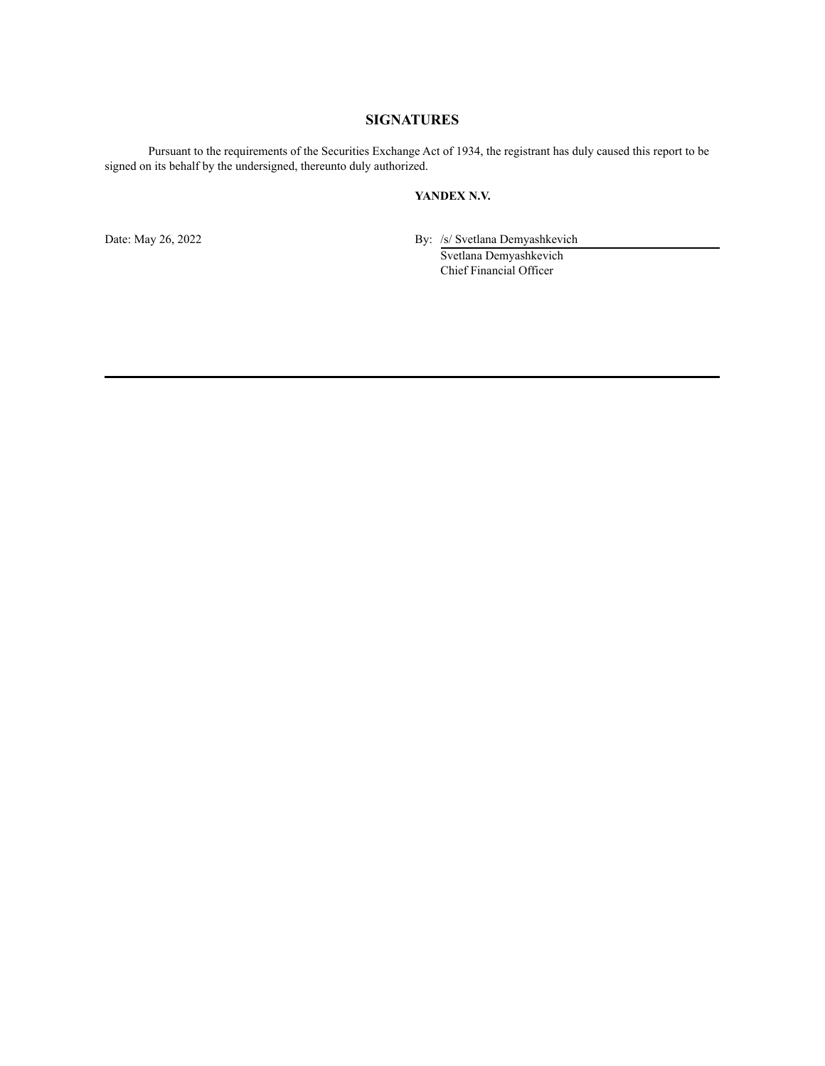## SIGNATURES

Pursuant to the requirements of the Securities Exchange Act of 1934, the registrant has duly caused this report to be signed on its behalf by the undersigned, thereunto duly authorized.

**YANDEX N.V.**

Date: May 26, 2022

By: /s/ Svetlana Demyashkevich
Svetlana Demyashkevich
Chief Financial Officer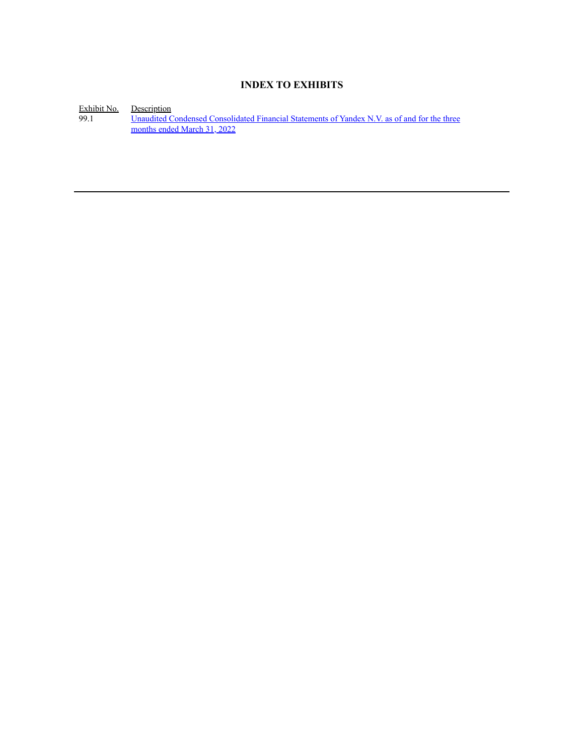# INDEX TO EXHIBITS

| Exhibit No. | Description |
| --- | --- |
| 99.1 | Unaudited Condensed Consolidated Financial Statements of Yandex N.V. as of and for the three months ended March 31, 2022 |

---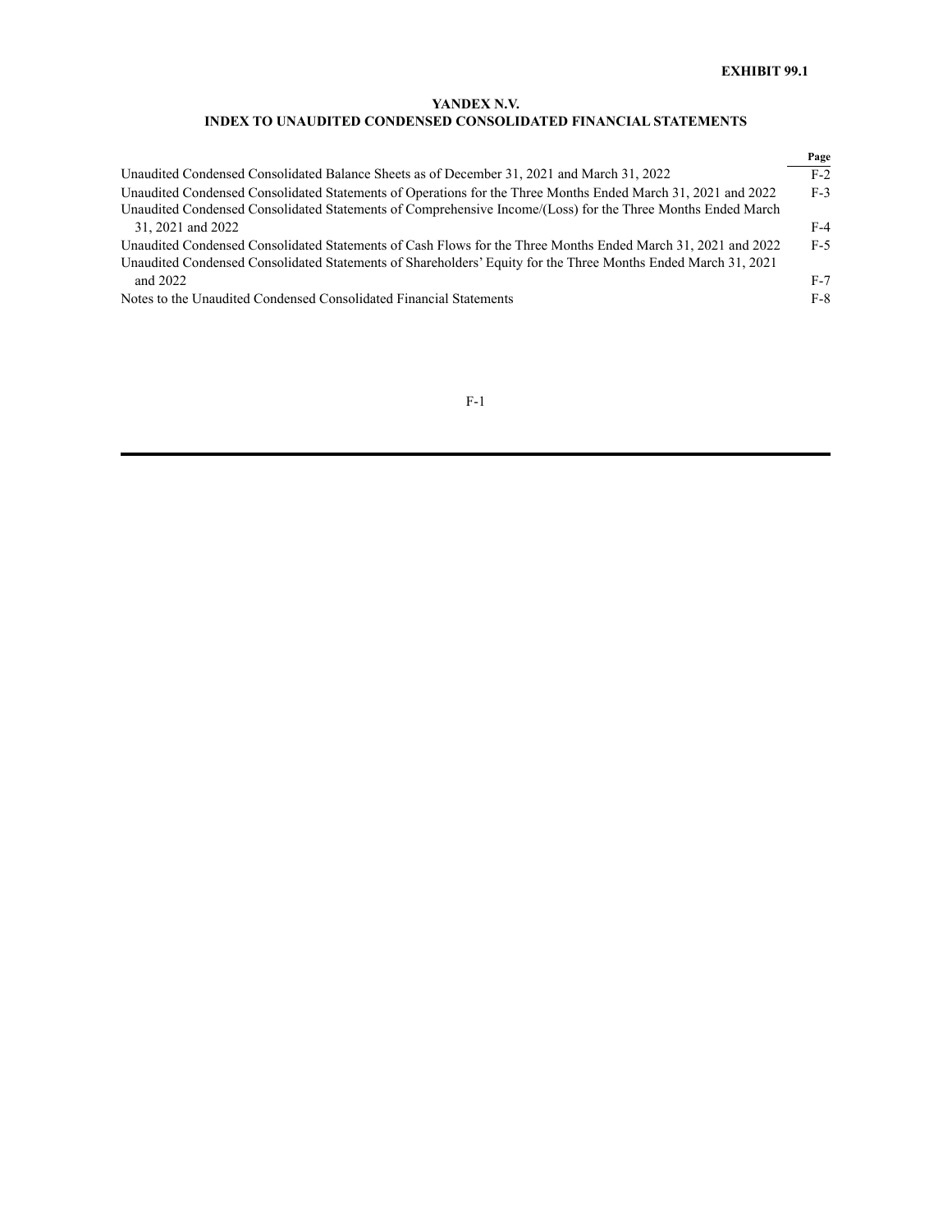**EXHIBIT 99.1**

# YANDEX N.V.

## INDEX TO UNAUDITED CONDENSED CONSOLIDATED FINANCIAL STATEMENTS

| | Page |
|---|---|
| Unaudited Condensed Consolidated Balance Sheets as of December 31, 2021 and March 31, 2022 | F-2 |
| Unaudited Condensed Consolidated Statements of Operations for the Three Months Ended March 31, 2021 and 2022 | F-3 |
| Unaudited Condensed Consolidated Statements of Comprehensive Income/(Loss) for the Three Months Ended March 31, 2021 and 2022 | F-4 |
| Unaudited Condensed Consolidated Statements of Cash Flows for the Three Months Ended March 31, 2021 and 2022 | F-5 |
| Unaudited Condensed Consolidated Statements of Shareholders' Equity for the Three Months Ended March 31, 2021 and 2022 | F-7 |
| Notes to the Unaudited Condensed Consolidated Financial Statements | F-8 |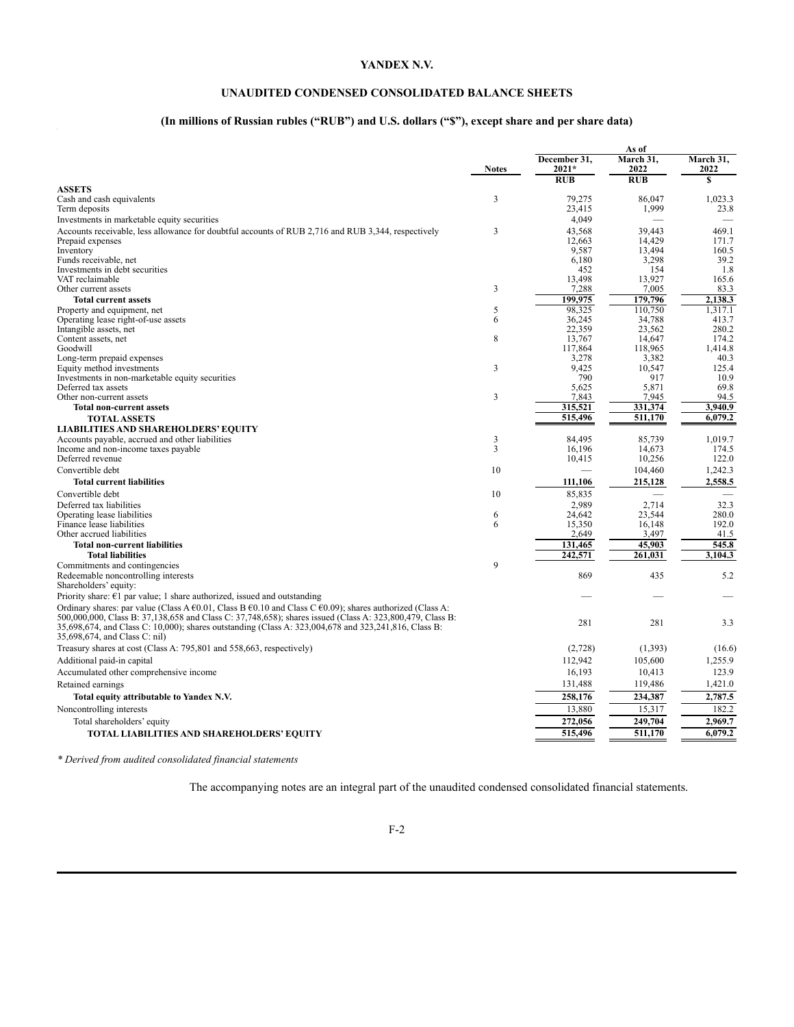**YANDEX N.V.**

**UNAUDITED CONDENSED CONSOLIDATED BALANCE SHEETS**

**(In millions of Russian rubles ("RUB") and U.S. dollars ("$"), except share and per share data)**

| | Notes | As of December 31, 2021* | As of March 31, 2022 | As of March 31, 2022 |
|---|---|---|---|---|
| | | RUB | RUB | $ |
| **ASSETS** | | | | |
| Cash and cash equivalents | 3 | 79,275 | 86,047 | 1,023.3 |
| Term deposits | | 23,415 | 1,999 | 23.8 |
| Investments in marketable equity securities | | 4,049 | — | — |
| Accounts receivable, less allowance for doubtful accounts of RUB 2,716 and RUB 3,344, respectively | 3 | 43,568 | 39,443 | 469.1 |
| Prepaid expenses | | 12,663 | 14,429 | 171.7 |
| Inventory | | 9,587 | 13,494 | 160.5 |
| Funds receivable, net | | 6,180 | 3,298 | 39.2 |
| Investments in debt securities | | 452 | 154 | 1.8 |
| VAT reclaimable | | 13,498 | 13,927 | 165.6 |
| Other current assets | 3 | 7,288 | 7,005 | 83.3 |
| **Total current assets** | | 199,975 | 179,796 | 2,138.3 |
| Property and equipment, net | 5 | 98,325 | 110,750 | 1,317.1 |
| Operating lease right-of-use assets | 6 | 36,245 | 34,788 | 413.7 |
| Intangible assets, net | | 22,359 | 23,562 | 280.2 |
| Content assets, net | 8 | 13,767 | 14,647 | 174.2 |
| Goodwill | | 117,864 | 118,965 | 1,414.8 |
| Long-term prepaid expenses | | 3,278 | 3,382 | 40.3 |
| Equity method investments | 3 | 9,425 | 10,547 | 125.4 |
| Investments in non-marketable equity securities | | 790 | 917 | 10.9 |
| Deferred tax assets | | 5,625 | 5,871 | 69.8 |
| Other non-current assets | 3 | 7,843 | 7,945 | 94.5 |
| **Total non-current assets** | | 315,521 | 331,374 | 3,940.9 |
| **TOTAL ASSETS** | | 515,496 | 511,170 | 6,079.2 |
| **LIABILITIES AND SHAREHOLDERS' EQUITY** | | | | |
| Accounts payable, accrued and other liabilities | 3 | 84,495 | 85,739 | 1,019.7 |
| Income and non-income taxes payable | 3 | 16,196 | 14,673 | 174.5 |
| Deferred revenue | | 10,415 | 10,256 | 122.0 |
| Convertible debt | 10 | — | 104,460 | 1,242.3 |
| **Total current liabilities** | | 111,106 | 215,128 | 2,558.5 |
| Convertible debt | 10 | 85,835 | — | — |
| Deferred tax liabilities | | 2,989 | 2,714 | 32.3 |
| Operating lease liabilities | 6 | 24,642 | 23,544 | 280.0 |
| Finance lease liabilities | 6 | 15,350 | 16,148 | 192.0 |
| Other accrued liabilities | | 2,649 | 3,497 | 41.5 |
| **Total non-current liabilities** | | 131,465 | 45,903 | 545.8 |
| **Total liabilities** | | 242,571 | 261,031 | 3,104.3 |
| Commitments and contingencies | 9 | | | |
| Redeemable noncontrolling interests | | 869 | 435 | 5.2 |
| Shareholders' equity: | | | | |
| Priority share: €1 par value; 1 share authorized, issued and outstanding | | — | — | — |
| Ordinary shares: par value (Class A €0.01, Class B €0.10 and Class C €0.09); shares authorized (Class A: 500,000,000, Class B: 37,138,658 and Class C: 37,748,658); shares issued (Class A: 323,800,479, Class B: 35,698,674, and Class C: 10,000); shares outstanding (Class A: 323,004,678 and 323,241,816, Class B: 35,698,674, and Class C: nil) | | 281 | 281 | 3.3 |
| Treasury shares at cost (Class A: 795,801 and 558,663, respectively) | | (2,728) | (1,393) | (16.6) |
| Additional paid-in capital | | 112,942 | 105,600 | 1,255.9 |
| Accumulated other comprehensive income | | 16,193 | 10,413 | 123.9 |
| Retained earnings | | 131,488 | 119,486 | 1,421.0 |
| **Total equity attributable to Yandex N.V.** | | 258,176 | 234,387 | 2,787.5 |
| Noncontrolling interests | | 13,880 | 15,317 | 182.2 |
| Total shareholders' equity | | 272,056 | 249,704 | 2,969.7 |
| **TOTAL LIABILITIES AND SHAREHOLDERS' EQUITY** | | 515,496 | 511,170 | 6,079.2 |

*\* Derived from audited consolidated financial statements*

The accompanying notes are an integral part of the unaudited condensed consolidated financial statements.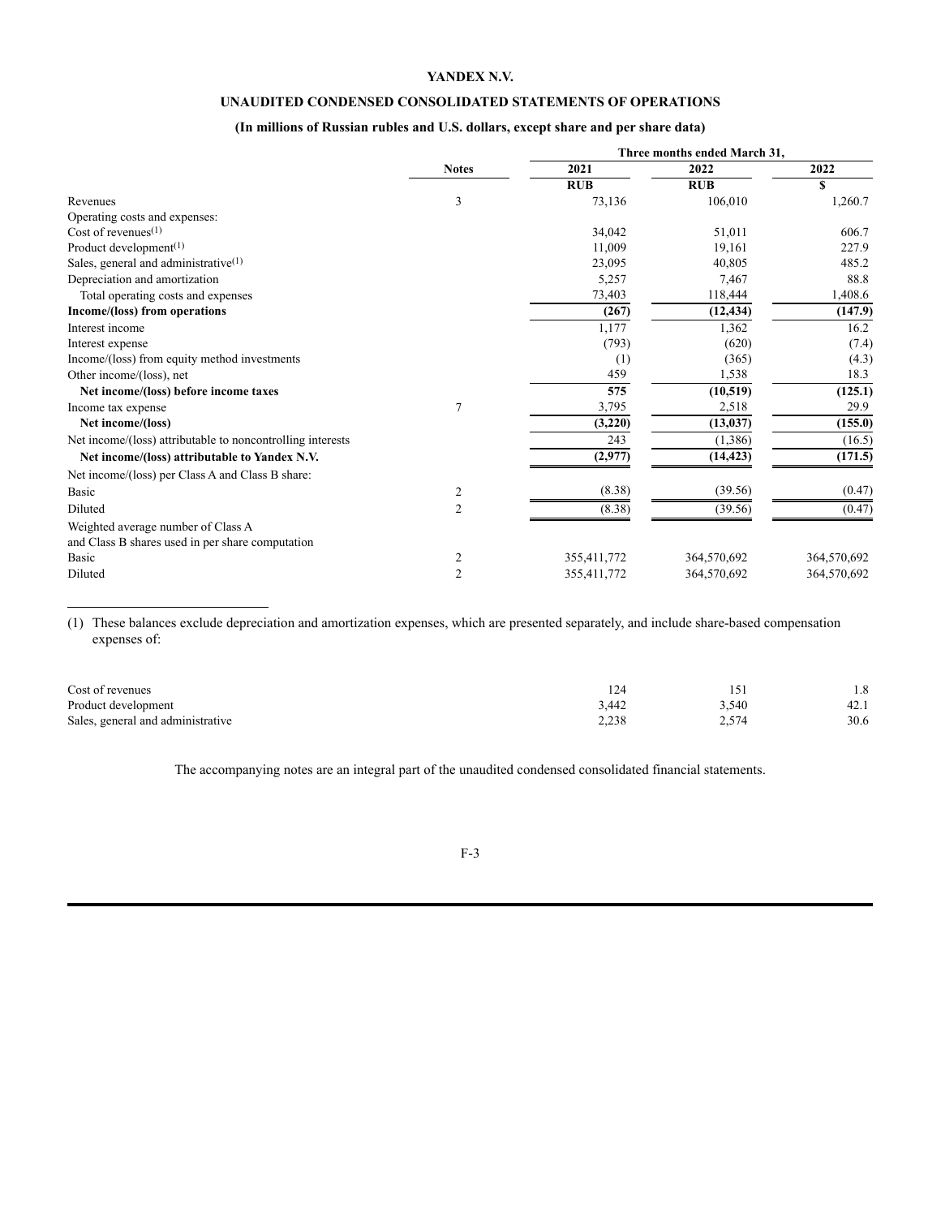**YANDEX N.V.**

**UNAUDITED CONDENSED CONSOLIDATED STATEMENTS OF OPERATIONS**

**(In millions of Russian rubles and U.S. dollars, except share and per share data)**

| | Notes | Three months ended March 31, | | |
|---|---|---|---|---|
| | | 2021 | 2022 | 2022 |
| | | RUB | RUB | $ |
| Revenues | 3 | 73,136 | 106,010 | 1,260.7 |
| Operating costs and expenses: | | | | |
| Cost of revenues[(1)] | | 34,042 | 51,011 | 606.7 |
| Product development[(1)] | | 11,009 | 19,161 | 227.9 |
| Sales, general and administrative[(1)] | | 23,095 | 40,805 | 485.2 |
| Depreciation and amortization | | 5,257 | 7,467 | 88.8 |
| Total operating costs and expenses | | 73,403 | 118,444 | 1,408.6 |
| **Income/(loss) from operations** | | **(267)** | **(12,434)** | **(147.9)** |
| Interest income | | 1,177 | 1,362 | 16.2 |
| Interest expense | | (793) | (620) | (7.4) |
| Income/(loss) from equity method investments | | (1) | (365) | (4.3) |
| Other income/(loss), net | | 459 | 1,538 | 18.3 |
| **Net income/(loss) before income taxes** | | **575** | **(10,519)** | **(125.1)** |
| Income tax expense | 7 | 3,795 | 2,518 | 29.9 |
| **Net income/(loss)** | | **(3,220)** | **(13,037)** | **(155.0)** |
| Net income/(loss) attributable to noncontrolling interests | | 243 | (1,386) | (16.5) |
| **Net income/(loss) attributable to Yandex N.V.** | | **(2,977)** | **(14,423)** | **(171.5)** |
| Net income/(loss) per Class A and Class B share: | | | | |
| Basic | 2 | (8.38) | (39.56) | (0.47) |
| Diluted | 2 | (8.38) | (39.56) | (0.47) |
| Weighted average number of Class A and Class B shares used in per share computation | | | | |
| Basic | 2 | 355,411,772 | 364,570,692 | 364,570,692 |
| Diluted | 2 | 355,411,772 | 364,570,692 | 364,570,692 |

(1) These balances exclude depreciation and amortization expenses, which are presented separately, and include share-based compensation expenses of:

| | | | |
|---|---|---|---|
| Cost of revenues | 124 | 151 | 1.8 |
| Product development | 3,442 | 3,540 | 42.1 |
| Sales, general and administrative | 2,238 | 2,574 | 30.6 |

The accompanying notes are an integral part of the unaudited condensed consolidated financial statements.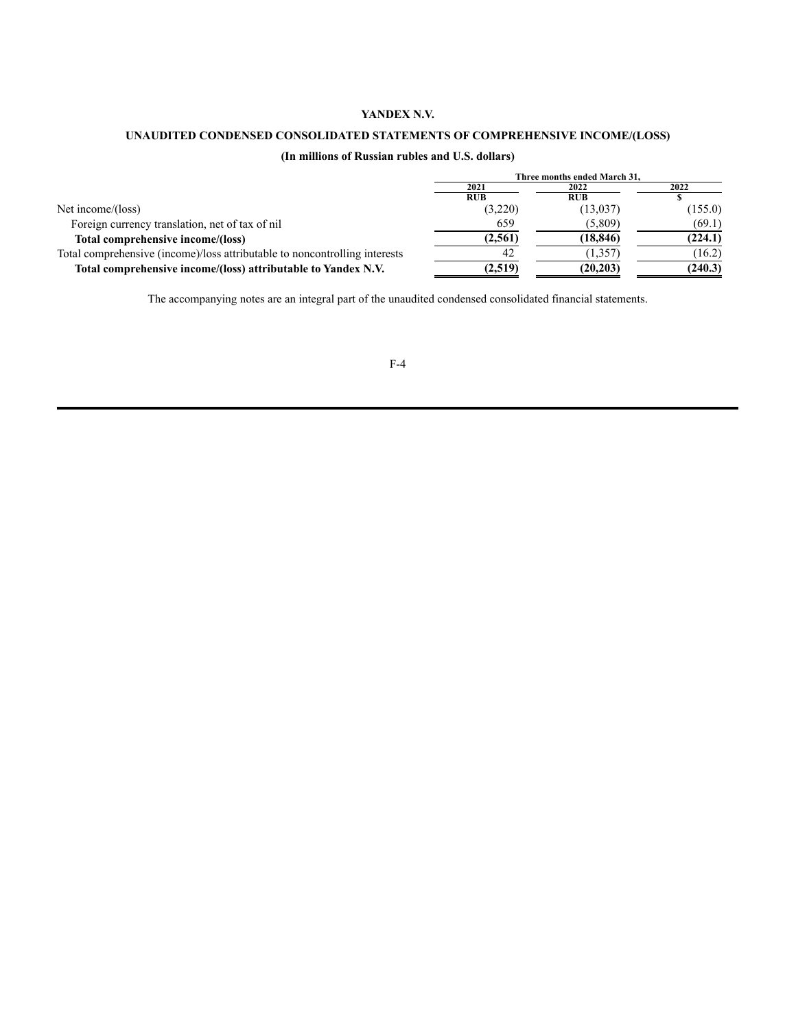**YANDEX N.V.**

**UNAUDITED CONDENSED CONSOLIDATED STATEMENTS OF COMPREHENSIVE INCOME/(LOSS)**

**(In millions of Russian rubles and U.S. dollars)**

| | Three months ended March 31, | | |
|---|---|---|---|
| | 2021 | 2022 | 2022 |
| | RUB | RUB | $ |
| Net income/(loss) | (3,220) | (13,037) | (155.0) |
| Foreign currency translation, net of tax of nil | 659 | (5,809) | (69.1) |
| **Total comprehensive income/(loss)** | **(2,561)** | **(18,846)** | **(224.1)** |
| Total comprehensive (income)/loss attributable to noncontrolling interests | 42 | (1,357) | (16.2) |
| **Total comprehensive income/(loss) attributable to Yandex N.V.** | **(2,519)** | **(20,203)** | **(240.3)** |

The accompanying notes are an integral part of the unaudited condensed consolidated financial statements.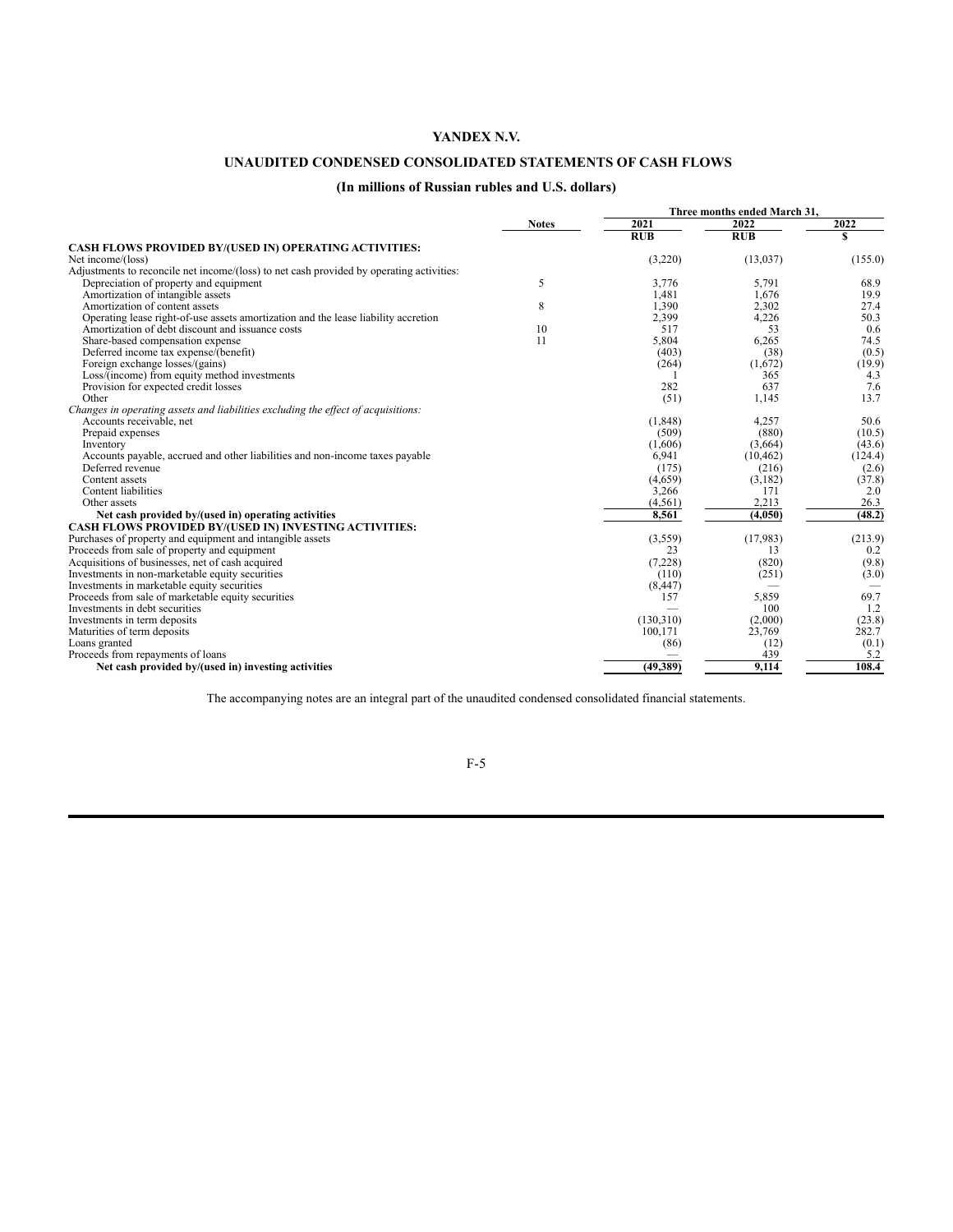# YANDEX N.V.

## UNAUDITED CONDENSED CONSOLIDATED STATEMENTS OF CASH FLOWS

### (In millions of Russian rubles and U.S. dollars)

| | Notes | Three months ended March 31, | | |
|---|---|---|---|---|
| | | 2021 | 2022 | 2022 |
| | | RUB | RUB | $ |
| **CASH FLOWS PROVIDED BY/(USED IN) OPERATING ACTIVITIES:** | | | | |
| Net income/(loss) | | (3,220) | (13,037) | (155.0) |
| Adjustments to reconcile net income/(loss) to net cash provided by operating activities: | | | | |
| Depreciation of property and equipment | 5 | 3,776 | 5,791 | 68.9 |
| Amortization of intangible assets | | 1,481 | 1,676 | 19.9 |
| Amortization of content assets | 8 | 1,390 | 2,302 | 27.4 |
| Operating lease right-of-use assets amortization and the lease liability accretion | | 2,399 | 4,226 | 50.3 |
| Amortization of debt discount and issuance costs | 10 | 517 | 53 | 0.6 |
| Share-based compensation expense | 11 | 5,804 | 6,265 | 74.5 |
| Deferred income tax expense/(benefit) | | (403) | (38) | (0.5) |
| Foreign exchange losses/(gains) | | (264) | (1,672) | (19.9) |
| Loss/(income) from equity method investments | | 1 | 365 | 4.3 |
| Provision for expected credit losses | | 282 | 637 | 7.6 |
| Other | | (51) | 1,145 | 13.7 |
| *Changes in operating assets and liabilities excluding the effect of acquisitions:* | | | | |
| Accounts receivable, net | | (1,848) | 4,257 | 50.6 |
| Prepaid expenses | | (509) | (880) | (10.5) |
| Inventory | | (1,606) | (3,664) | (43.6) |
| Accounts payable, accrued and other liabilities and non-income taxes payable | | 6,941 | (10,462) | (124.4) |
| Deferred revenue | | (175) | (216) | (2.6) |
| Content assets | | (4,659) | (3,182) | (37.8) |
| Content liabilities | | 3,266 | 171 | 2.0 |
| Other assets | | (4,561) | 2,213 | 26.3 |
| **Net cash provided by/(used in) operating activities** | | **8,561** | **(4,050)** | **(48.2)** |
| **CASH FLOWS PROVIDED BY/(USED IN) INVESTING ACTIVITIES:** | | | | |
| Purchases of property and equipment and intangible assets | | (3,559) | (17,983) | (213.9) |
| Proceeds from sale of property and equipment | | 23 | 13 | 0.2 |
| Acquisitions of businesses, net of cash acquired | | (7,228) | (820) | (9.8) |
| Investments in non-marketable equity securities | | (110) | (251) | (3.0) |
| Investments in marketable equity securities | | (8,447) | — | — |
| Proceeds from sale of marketable equity securities | | 157 | 5,859 | 69.7 |
| Investments in debt securities | | — | 100 | 1.2 |
| Investments in term deposits | | (130,310) | (2,000) | (23.8) |
| Maturities of term deposits | | 100,171 | 23,769 | 282.7 |
| Loans granted | | (86) | (12) | (0.1) |
| Proceeds from repayments of loans | | — | 439 | 5.2 |
| **Net cash provided by/(used in) investing activities** | | **(49,389)** | **9,114** | **108.4** |

The accompanying notes are an integral part of the unaudited condensed consolidated financial statements.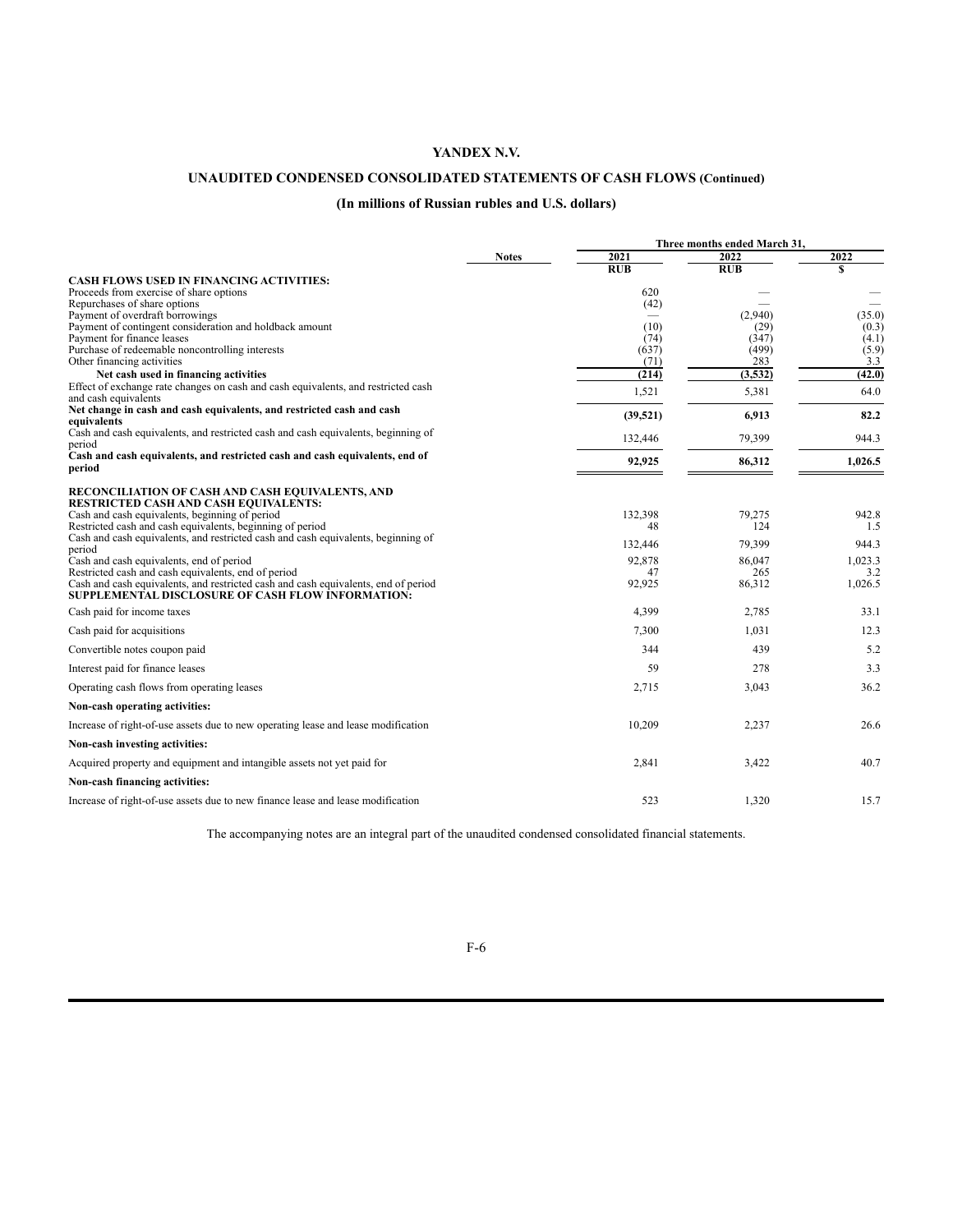**YANDEX N.V.**

**UNAUDITED CONDENSED CONSOLIDATED STATEMENTS OF CASH FLOWS (Continued)**

**(In millions of Russian rubles and U.S. dollars)**

| | Notes | Three months ended March 31, | | |
|---|---|---|---|---|
| | | 2021 | 2022 | 2022 |
| | | RUB | RUB | $ |
| **CASH FLOWS USED IN FINANCING ACTIVITIES:** | | | | |
| Proceeds from exercise of share options | | 620 | — | — |
| Repurchases of share options | | (42) | — | — |
| Payment of overdraft borrowings | | — | (2,940) | (35.0) |
| Payment of contingent consideration and holdback amount | | (10) | (29) | (0.3) |
| Payment for finance leases | | (74) | (347) | (4.1) |
| Purchase of redeemable noncontrolling interests | | (637) | (499) | (5.9) |
| Other financing activities | | (71) | 283 | 3.3 |
| **Net cash used in financing activities** | | **(214)** | **(3,532)** | **(42.0)** |
| Effect of exchange rate changes on cash and cash equivalents, and restricted cash and cash equivalents | | 1,521 | 5,381 | 64.0 |
| **Net change in cash and cash equivalents, and restricted cash and cash equivalents** | | **(39,521)** | **6,913** | **82.2** |
| Cash and cash equivalents, and restricted cash and cash equivalents, beginning of period | | 132,446 | 79,399 | 944.3 |
| **Cash and cash equivalents, and restricted cash and cash equivalents, end of period** | | **92,925** | **86,312** | **1,026.5** |
| **RECONCILIATION OF CASH AND CASH EQUIVALENTS, AND RESTRICTED CASH AND CASH EQUIVALENTS:** | | | | |
| Cash and cash equivalents, beginning of period | | 132,398 | 79,275 | 942.8 |
| Restricted cash and cash equivalents, beginning of period | | 48 | 124 | 1.5 |
| Cash and cash equivalents, and restricted cash and cash equivalents, beginning of period | | 132,446 | 79,399 | 944.3 |
| Cash and cash equivalents, end of period | | 92,878 | 86,047 | 1,023.3 |
| Restricted cash and cash equivalents, end of period | | 47 | 265 | 3.2 |
| Cash and cash equivalents, and restricted cash and cash equivalents, end of period | | 92,925 | 86,312 | 1,026.5 |
| **SUPPLEMENTAL DISCLOSURE OF CASH FLOW INFORMATION:** | | | | |
| Cash paid for income taxes | | 4,399 | 2,785 | 33.1 |
| Cash paid for acquisitions | | 7,300 | 1,031 | 12.3 |
| Convertible notes coupon paid | | 344 | 439 | 5.2 |
| Interest paid for finance leases | | 59 | 278 | 3.3 |
| Operating cash flows from operating leases | | 2,715 | 3,043 | 36.2 |
| **Non-cash operating activities:** | | | | |
| Increase of right-of-use assets due to new operating lease and lease modification | | 10,209 | 2,237 | 26.6 |
| **Non-cash investing activities:** | | | | |
| Acquired property and equipment and intangible assets not yet paid for | | 2,841 | 3,422 | 40.7 |
| **Non-cash financing activities:** | | | | |
| Increase of right-of-use assets due to new finance lease and lease modification | | 523 | 1,320 | 15.7 |

The accompanying notes are an integral part of the unaudited condensed consolidated financial statements.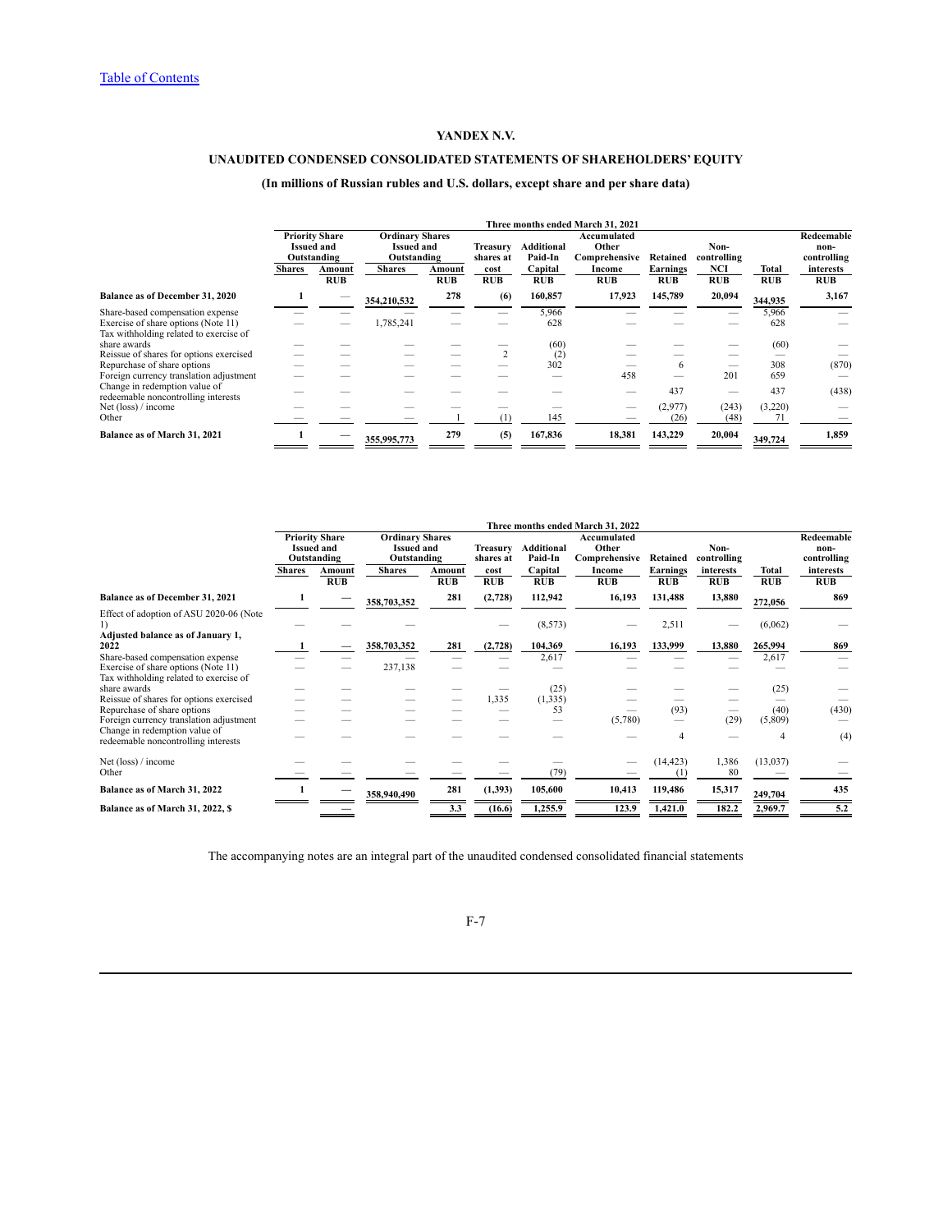Table of Contents

**YANDEX N.V.**

**UNAUDITED CONDENSED CONSOLIDATED STATEMENTS OF SHAREHOLDERS' EQUITY**

**(In millions of Russian rubles and U.S. dollars, except share and per share data)**

| | Three months ended March 31, 2021 | | | | | | | | | | | |
|---|---|---|---|---|---|---|---|---|---|---|---|---|
| | Priority Share Issued and Outstanding | | Ordinary Shares Issued and Outstanding | | Treasury shares at cost | Additional Paid-In Capital | Accumulated Other Comprehensive Income | Retained Earnings | Non-controlling NCI | Total | Redeemable non-controlling interests |
| | Shares | Amount RUB | Shares | Amount RUB | RUB | RUB | RUB | RUB | RUB | RUB | RUB |
| **Balance as of December 31, 2020** | 1 | — | 354,210,532 | 278 | (6) | 160,857 | 17,923 | 145,789 | 20,094 | 344,935 | 3,167 |
| Share-based compensation expense | — | — | — | — | — | 5,966 | — | — | — | 5,966 | — |
| Exercise of share options (Note 11) | — | — | 1,785,241 | — | — | 628 | — | — | — | 628 | — |
| Tax withholding related to exercise of share awards | — | — | — | — | — | (60) | — | — | — | (60) | — |
| Reissue of shares for options exercised | — | — | — | — | 2 | (2) | — | — | — | — | — |
| Repurchase of share options | — | — | — | — | — | 302 | — | 6 | — | 308 | (870) |
| Foreign currency translation adjustment | — | — | — | — | — | — | 458 | — | 201 | 659 | — |
| Change in redemption value of redeemable noncontrolling interests | — | — | — | — | — | — | — | 437 | — | 437 | (438) |
| Net (loss) / income | — | — | — | — | — | — | — | (2,977) | (243) | (3,220) | — |
| Other | — | — | — | 1 | (1) | 145 | — | (26) | (48) | 71 | — |
| **Balance as of March 31, 2021** | 1 | — | 355,995,773 | 279 | (5) | 167,836 | 18,381 | 143,229 | 20,004 | 349,724 | 1,859 |

| | Three months ended March 31, 2022 | | | | | | | | | | | |
|---|---|---|---|---|---|---|---|---|---|---|---|---|
| | Priority Share Issued and Outstanding | | Ordinary Shares Issued and Outstanding | | Treasury shares at cost | Additional Paid-In Capital | Accumulated Other Comprehensive Income | Retained Earnings | Non-controlling interests | Total | Redeemable non-controlling interests |
| | Shares | Amount RUB | Shares | Amount RUB | RUB | RUB | RUB | RUB | RUB | RUB | RUB |
| **Balance as of December 31, 2021** | 1 | — | 358,703,352 | 281 | (2,728) | 112,942 | 16,193 | 131,488 | 13,880 | 272,056 | 869 |
| Effect of adoption of ASU 2020-06 (Note 1) | — | — | — | — | — | (8,573) | — | 2,511 | — | (6,062) | — |
| **Adjusted balance as of January 1, 2022** | 1 | — | 358,703,352 | 281 | (2,728) | 104,369 | 16,193 | 133,999 | 13,880 | 265,994 | 869 |
| Share-based compensation expense | — | — | — | — | — | 2,617 | — | — | — | 2,617 | — |
| Exercise of share options (Note 11) | — | — | 237,138 | — | — | — | — | — | — | — | — |
| Tax withholding related to exercise of share awards | — | — | — | — | — | (25) | — | — | — | (25) | — |
| Reissue of shares for options exercised | — | — | — | — | 1,335 | (1,335) | — | — | — | — | — |
| Repurchase of share options | — | — | — | — | — | 53 | — | (93) | — | (40) | (430) |
| Foreign currency translation adjustment | — | — | — | — | — | — | (5,780) | — | (29) | (5,809) | — |
| Change in redemption value of redeemable noncontrolling interests | — | — | — | — | — | — | — | 4 | — | 4 | (4) |
| Net (loss) / income | — | — | — | — | — | — | — | (14,423) | 1,386 | (13,037) | — |
| Other | — | — | — | — | — | (79) | — | (1) | 80 | — | — |
| **Balance as of March 31, 2022** | 1 | — | 358,940,490 | 281 | (1,393) | 105,600 | 10,413 | 119,486 | 15,317 | 249,704 | 435 |
| **Balance as of March 31, 2022, $** | | — | | 3.3 | (16.6) | 1,255.9 | 123.9 | 1,421.0 | 182.2 | 2,969.7 | 5.2 |

The accompanying notes are an integral part of the unaudited condensed consolidated financial statements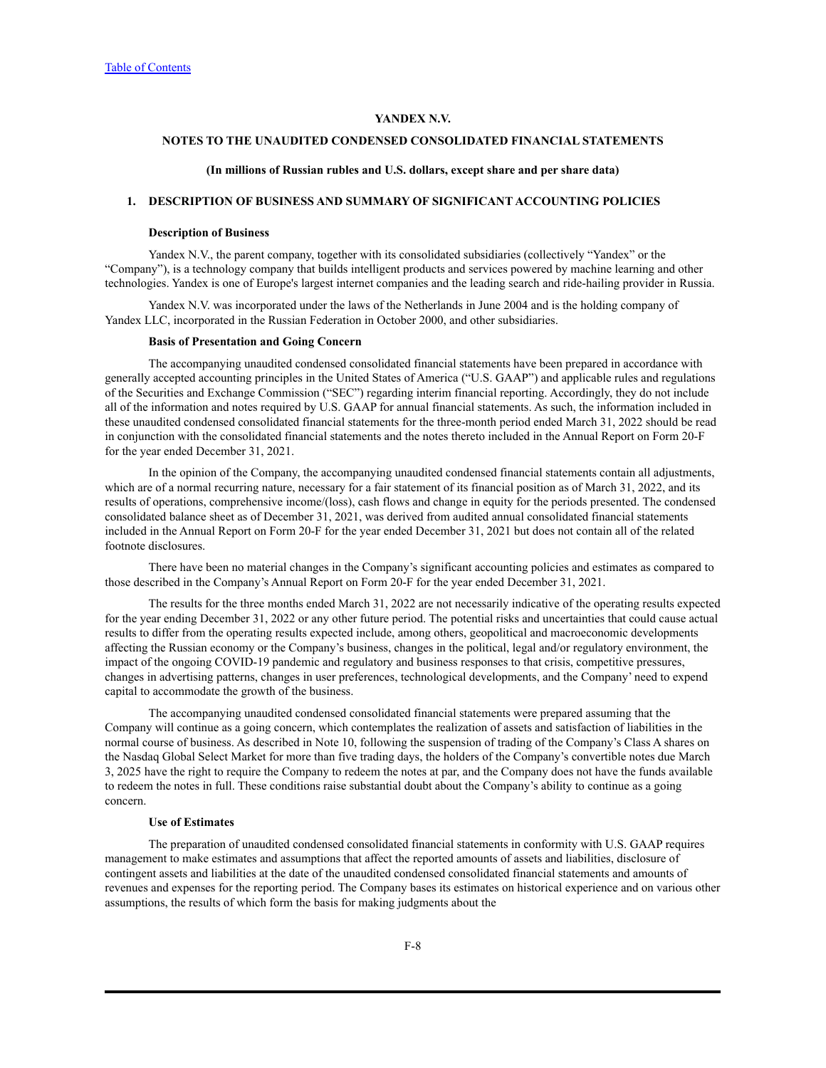**YANDEX N.V.**

**NOTES TO THE UNAUDITED CONDENSED CONSOLIDATED FINANCIAL STATEMENTS**

**(In millions of Russian rubles and U.S. dollars, except share and per share data)**

## 1. DESCRIPTION OF BUSINESS AND SUMMARY OF SIGNIFICANT ACCOUNTING POLICIES

### Description of Business

Yandex N.V., the parent company, together with its consolidated subsidiaries (collectively "Yandex" or the "Company"), is a technology company that builds intelligent products and services powered by machine learning and other technologies. Yandex is one of Europe's largest internet companies and the leading search and ride-hailing provider in Russia.

Yandex N.V. was incorporated under the laws of the Netherlands in June 2004 and is the holding company of Yandex LLC, incorporated in the Russian Federation in October 2000, and other subsidiaries.

### Basis of Presentation and Going Concern

The accompanying unaudited condensed consolidated financial statements have been prepared in accordance with generally accepted accounting principles in the United States of America ("U.S. GAAP") and applicable rules and regulations of the Securities and Exchange Commission ("SEC") regarding interim financial reporting. Accordingly, they do not include all of the information and notes required by U.S. GAAP for annual financial statements. As such, the information included in these unaudited condensed consolidated financial statements for the three-month period ended March 31, 2022 should be read in conjunction with the consolidated financial statements and the notes thereto included in the Annual Report on Form 20-F for the year ended December 31, 2021.

In the opinion of the Company, the accompanying unaudited condensed financial statements contain all adjustments, which are of a normal recurring nature, necessary for a fair statement of its financial position as of March 31, 2022, and its results of operations, comprehensive income/(loss), cash flows and change in equity for the periods presented. The condensed consolidated balance sheet as of December 31, 2021, was derived from audited annual consolidated financial statements included in the Annual Report on Form 20-F for the year ended December 31, 2021 but does not contain all of the related footnote disclosures.

There have been no material changes in the Company's significant accounting policies and estimates as compared to those described in the Company's Annual Report on Form 20-F for the year ended December 31, 2021.

The results for the three months ended March 31, 2022 are not necessarily indicative of the operating results expected for the year ending December 31, 2022 or any other future period. The potential risks and uncertainties that could cause actual results to differ from the operating results expected include, among others, geopolitical and macroeconomic developments affecting the Russian economy or the Company's business, changes in the political, legal and/or regulatory environment, the impact of the ongoing COVID-19 pandemic and regulatory and business responses to that crisis, competitive pressures, changes in advertising patterns, changes in user preferences, technological developments, and the Company' need to expend capital to accommodate the growth of the business.

The accompanying unaudited condensed consolidated financial statements were prepared assuming that the Company will continue as a going concern, which contemplates the realization of assets and satisfaction of liabilities in the normal course of business. As described in Note 10, following the suspension of trading of the Company's Class A shares on the Nasdaq Global Select Market for more than five trading days, the holders of the Company's convertible notes due March 3, 2025 have the right to require the Company to redeem the notes at par, and the Company does not have the funds available to redeem the notes in full. These conditions raise substantial doubt about the Company's ability to continue as a going concern.

### Use of Estimates

The preparation of unaudited condensed consolidated financial statements in conformity with U.S. GAAP requires management to make estimates and assumptions that affect the reported amounts of assets and liabilities, disclosure of contingent assets and liabilities at the date of the unaudited condensed consolidated financial statements and amounts of revenues and expenses for the reporting period. The Company bases its estimates on historical experience and on various other assumptions, the results of which form the basis for making judgments about the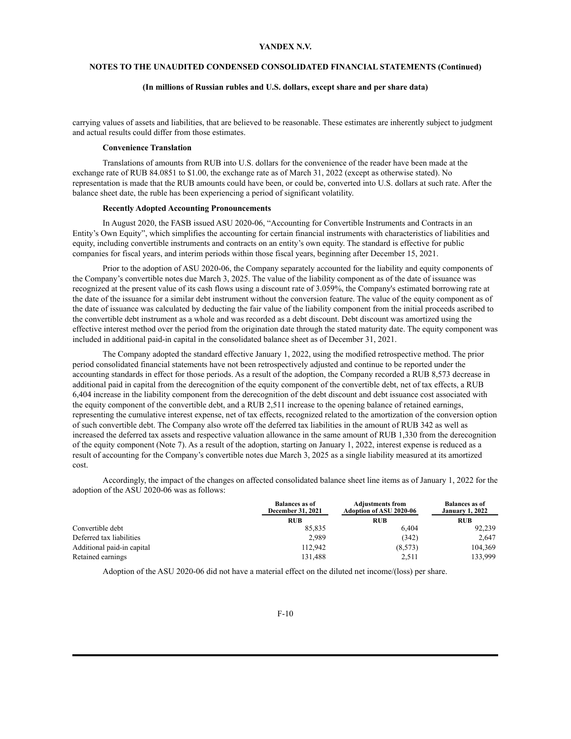carrying values of assets and liabilities, that are believed to be reasonable. These estimates are inherently subject to judgment and actual results could differ from those estimates.

**Convenience Translation**

Translations of amounts from RUB into U.S. dollars for the convenience of the reader have been made at the exchange rate of RUB 84.0851 to $1.00, the exchange rate as of March 31, 2022 (except as otherwise stated). No representation is made that the RUB amounts could have been, or could be, converted into U.S. dollars at such rate. After the balance sheet date, the ruble has been experiencing a period of significant volatility.

**Recently Adopted Accounting Pronouncements**

In August 2020, the FASB issued ASU 2020-06, "Accounting for Convertible Instruments and Contracts in an Entity's Own Equity", which simplifies the accounting for certain financial instruments with characteristics of liabilities and equity, including convertible instruments and contracts on an entity's own equity. The standard is effective for public companies for fiscal years, and interim periods within those fiscal years, beginning after December 15, 2021.

Prior to the adoption of ASU 2020-06, the Company separately accounted for the liability and equity components of the Company's convertible notes due March 3, 2025. The value of the liability component as of the date of issuance was recognized at the present value of its cash flows using a discount rate of 3.059%, the Company's estimated borrowing rate at the date of the issuance for a similar debt instrument without the conversion feature. The value of the equity component as of the date of issuance was calculated by deducting the fair value of the liability component from the initial proceeds ascribed to the convertible debt instrument as a whole and was recorded as a debt discount. Debt discount was amortized using the effective interest method over the period from the origination date through the stated maturity date. The equity component was included in additional paid-in capital in the consolidated balance sheet as of December 31, 2021.

The Company adopted the standard effective January 1, 2022, using the modified retrospective method. The prior period consolidated financial statements have not been retrospectively adjusted and continue to be reported under the accounting standards in effect for those periods. As a result of the adoption, the Company recorded a RUB 8,573 decrease in additional paid in capital from the derecognition of the equity component of the convertible debt, net of tax effects, a RUB 6,404 increase in the liability component from the derecognition of the debt discount and debt issuance cost associated with the equity component of the convertible debt, and a RUB 2,511 increase to the opening balance of retained earnings, representing the cumulative interest expense, net of tax effects, recognized related to the amortization of the conversion option of such convertible debt. The Company also wrote off the deferred tax liabilities in the amount of RUB 342 as well as increased the deferred tax assets and respective valuation allowance in the same amount of RUB 1,330 from the derecognition of the equity component (Note 7). As a result of the adoption, starting on January 1, 2022, interest expense is reduced as a result of accounting for the Company's convertible notes due March 3, 2025 as a single liability measured at its amortized cost.

Accordingly, the impact of the changes on affected consolidated balance sheet line items as of January 1, 2022 for the adoption of the ASU 2020-06 was as follows:

| | Balances as of December 31, 2021 | Adjustments from Adoption of ASU 2020-06 | Balances as of January 1, 2022 |
|---|---|---|---|
| | RUB | RUB | RUB |
| Convertible debt | 85,835 | 6,404 | 92,239 |
| Deferred tax liabilities | 2,989 | (342) | 2,647 |
| Additional paid-in capital | 112,942 | (8,573) | 104,369 |
| Retained earnings | 131,488 | 2,511 | 133,999 |

Adoption of the ASU 2020-06 did not have a material effect on the diluted net income/(loss) per share.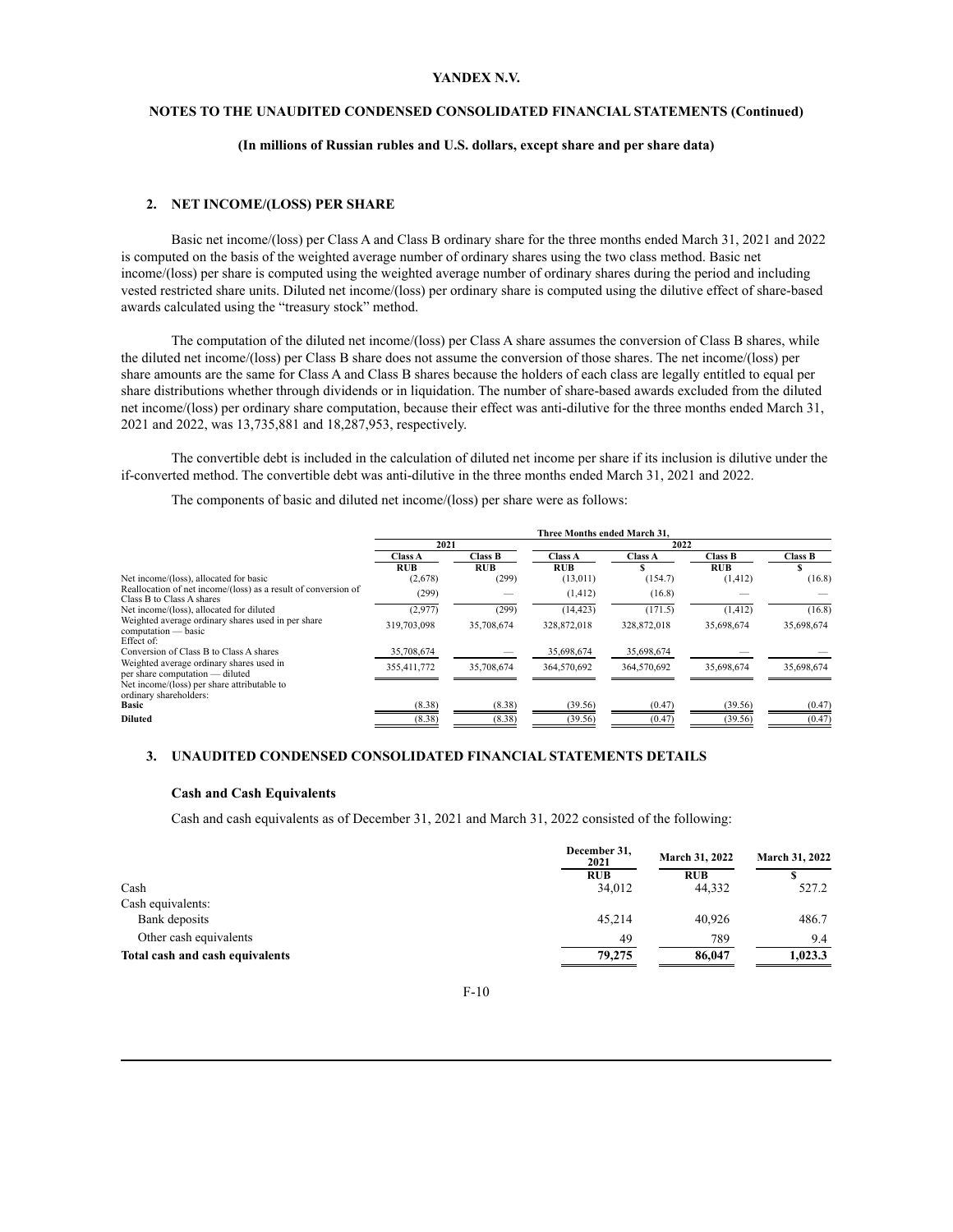**YANDEX N.V.**

**NOTES TO THE UNAUDITED CONDENSED CONSOLIDATED FINANCIAL STATEMENTS (Continued)**

**(In millions of Russian rubles and U.S. dollars, except share and per share data)**

## 2. NET INCOME/(LOSS) PER SHARE

Basic net income/(loss) per Class A and Class B ordinary share for the three months ended March 31, 2021 and 2022 is computed on the basis of the weighted average number of ordinary shares using the two class method. Basic net income/(loss) per share is computed using the weighted average number of ordinary shares during the period and including vested restricted share units. Diluted net income/(loss) per ordinary share is computed using the dilutive effect of share-based awards calculated using the "treasury stock" method.

The computation of the diluted net income/(loss) per Class A share assumes the conversion of Class B shares, while the diluted net income/(loss) per Class B share does not assume the conversion of those shares. The net income/(loss) per share amounts are the same for Class A and Class B shares because the holders of each class are legally entitled to equal per share distributions whether through dividends or in liquidation. The number of share-based awards excluded from the diluted net income/(loss) per ordinary share computation, because their effect was anti-dilutive for the three months ended March 31, 2021 and 2022, was 13,735,881 and 18,287,953, respectively.

The convertible debt is included in the calculation of diluted net income per share if its inclusion is dilutive under the if-converted method. The convertible debt was anti-dilutive in the three months ended March 31, 2021 and 2022.

The components of basic and diluted net income/(loss) per share were as follows:

| | Three Months ended March 31, | | | | | |
|---|---|---|---|---|---|---|
| | 2021 | | 2022 | | | |
| | Class A | Class B | Class A | Class A | Class B | Class B |
| | RUB | RUB | RUB | $ | RUB | $ |
| Net income/(loss), allocated for basic | (2,678) | (299) | (13,011) | (154.7) | (1,412) | (16.8) |
| Reallocation of net income/(loss) as a result of conversion of Class B to Class A shares | (299) | — | (1,412) | (16.8) | — | — |
| Net income/(loss), allocated for diluted | (2,977) | (299) | (14,423) | (171.5) | (1,412) | (16.8) |
| Weighted average ordinary shares used in per share computation — basic | 319,703,098 | 35,708,674 | 328,872,018 | 328,872,018 | 35,698,674 | 35,698,674 |
| Effect of: | | | | | | |
| Conversion of Class B to Class A shares | 35,708,674 | — | 35,698,674 | 35,698,674 | — | — |
| Weighted average ordinary shares used in per share computation — diluted | 355,411,772 | 35,708,674 | 364,570,692 | 364,570,692 | 35,698,674 | 35,698,674 |
| Net income/(loss) per share attributable to ordinary shareholders: | | | | | | |
| **Basic** | (8.38) | (8.38) | (39.56) | (0.47) | (39.56) | (0.47) |
| **Diluted** | (8.38) | (8.38) | (39.56) | (0.47) | (39.56) | (0.47) |

## 3. UNAUDITED CONDENSED CONSOLIDATED FINANCIAL STATEMENTS DETAILS

### Cash and Cash Equivalents

Cash and cash equivalents as of December 31, 2021 and March 31, 2022 consisted of the following:

| | December 31, 2021 | March 31, 2022 | March 31, 2022 |
|---|---|---|---|
| | RUB | RUB | $ |
| Cash | 34,012 | 44,332 | 527.2 |
| Cash equivalents: | | | |
| Bank deposits | 45,214 | 40,926 | 486.7 |
| Other cash equivalents | 49 | 789 | 9.4 |
| **Total cash and cash equivalents** | **79,275** | **86,047** | **1,023.3** |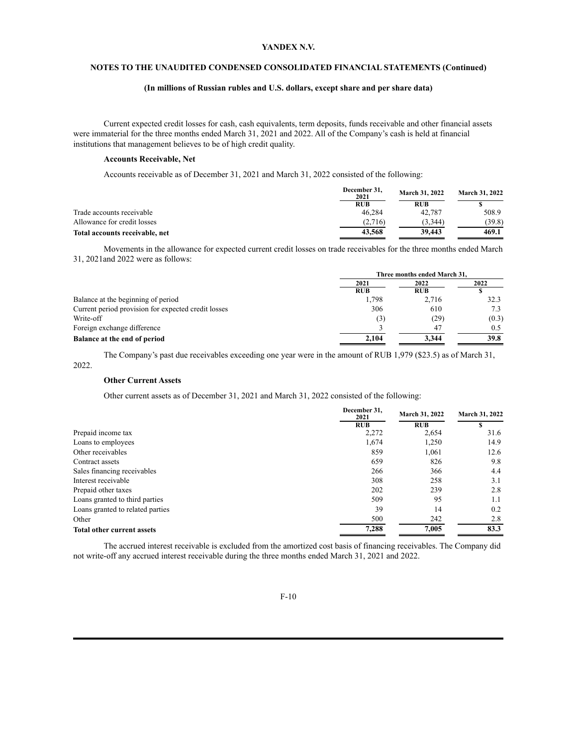Current expected credit losses for cash, cash equivalents, term deposits, funds receivable and other financial assets were immaterial for the three months ended March 31, 2021 and 2022. All of the Company's cash is held at financial institutions that management believes to be of high credit quality.

**Accounts Receivable, Net**

Accounts receivable as of December 31, 2021 and March 31, 2022 consisted of the following:

| | December 31, 2021 | March 31, 2022 | March 31, 2022 |
|---|---|---|---|
| | RUB | RUB | $ |
| Trade accounts receivable | 46,284 | 42,787 | 508.9 |
| Allowance for credit losses | (2,716) | (3,344) | (39.8) |
| **Total accounts receivable, net** | **43,568** | **39,443** | **469.1** |

Movements in the allowance for expected current credit losses on trade receivables for the three months ended March 31, 2021and 2022 were as follows:

| | Three months ended March 31, | | |
|---|---|---|---|
| | 2021 | 2022 | 2022 |
| | RUB | RUB | $ |
| Balance at the beginning of period | 1,798 | 2,716 | 32.3 |
| Current period provision for expected credit losses | 306 | 610 | 7.3 |
| Write-off | (3) | (29) | (0.3) |
| Foreign exchange difference | 3 | 47 | 0.5 |
| **Balance at the end of period** | **2,104** | **3,344** | **39.8** |

The Company's past due receivables exceeding one year were in the amount of RUB 1,979 ($23.5) as of March 31, 2022.

**Other Current Assets**

Other current assets as of December 31, 2021 and March 31, 2022 consisted of the following:

| | December 31, 2021 | March 31, 2022 | March 31, 2022 |
|---|---|---|---|
| | RUB | RUB | $ |
| Prepaid income tax | 2,272 | 2,654 | 31.6 |
| Loans to employees | 1,674 | 1,250 | 14.9 |
| Other receivables | 859 | 1,061 | 12.6 |
| Contract assets | 659 | 826 | 9.8 |
| Sales financing receivables | 266 | 366 | 4.4 |
| Interest receivable | 308 | 258 | 3.1 |
| Prepaid other taxes | 202 | 239 | 2.8 |
| Loans granted to third parties | 509 | 95 | 1.1 |
| Loans granted to related parties | 39 | 14 | 0.2 |
| Other | 500 | 242 | 2.8 |
| **Total other current assets** | **7,288** | **7,005** | **83.3** |

The accrued interest receivable is excluded from the amortized cost basis of financing receivables. The Company did not write-off any accrued interest receivable during the three months ended March 31, 2021 and 2022.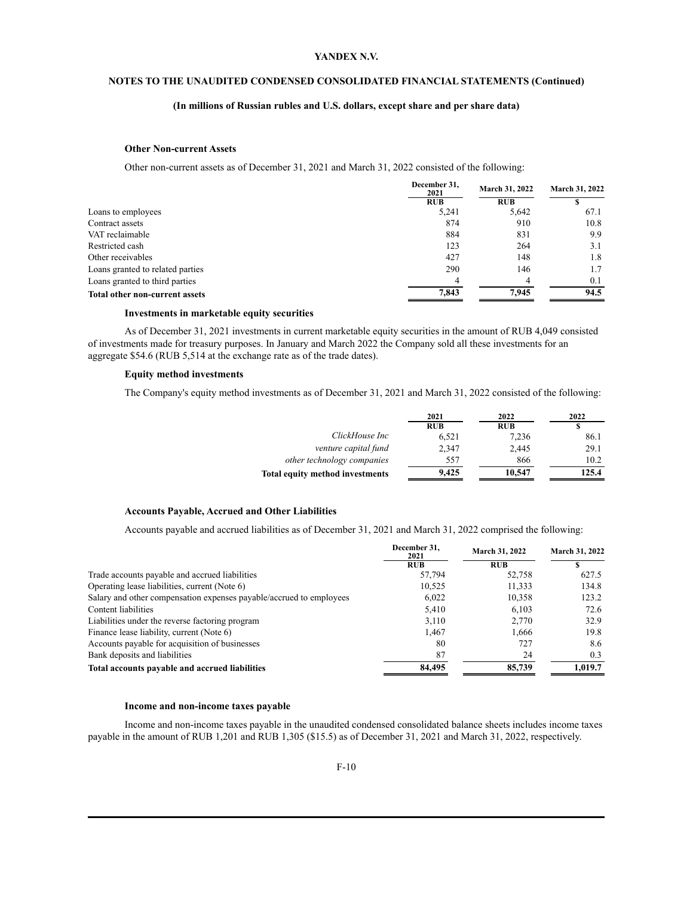#### Other Non-current Assets

Other non-current assets as of December 31, 2021 and March 31, 2022 consisted of the following:

| | December 31, 2021 | March 31, 2022 | March 31, 2022 |
|---|---|---|---|
| | RUB | RUB | $ |
| Loans to employees | 5,241 | 5,642 | 67.1 |
| Contract assets | 874 | 910 | 10.8 |
| VAT reclaimable | 884 | 831 | 9.9 |
| Restricted cash | 123 | 264 | 3.1 |
| Other receivables | 427 | 148 | 1.8 |
| Loans granted to related parties | 290 | 146 | 1.7 |
| Loans granted to third parties | 4 | 4 | 0.1 |
| **Total other non-current assets** | **7,843** | **7,945** | **94.5** |

#### Investments in marketable equity securities

As of December 31, 2021 investments in current marketable equity securities in the amount of RUB 4,049 consisted of investments made for treasury purposes. In January and March 2022 the Company sold all these investments for an aggregate $54.6 (RUB 5,514 at the exchange rate as of the trade dates).

#### Equity method investments

The Company's equity method investments as of December 31, 2021 and March 31, 2022 consisted of the following:

| | 2021 | 2022 | 2022 |
|---|---|---|---|
| | RUB | RUB | $ |
| *ClickHouse Inc* | 6,521 | 7,236 | 86.1 |
| *venture capital fund* | 2,347 | 2,445 | 29.1 |
| *other technology companies* | 557 | 866 | 10.2 |
| **Total equity method investments** | **9,425** | **10,547** | **125.4** |

#### Accounts Payable, Accrued and Other Liabilities

Accounts payable and accrued liabilities as of December 31, 2021 and March 31, 2022 comprised the following:

| | December 31, 2021 | March 31, 2022 | March 31, 2022 |
|---|---|---|---|
| | RUB | RUB | $ |
| Trade accounts payable and accrued liabilities | 57,794 | 52,758 | 627.5 |
| Operating lease liabilities, current (Note 6) | 10,525 | 11,333 | 134.8 |
| Salary and other compensation expenses payable/accrued to employees | 6,022 | 10,358 | 123.2 |
| Content liabilities | 5,410 | 6,103 | 72.6 |
| Liabilities under the reverse factoring program | 3,110 | 2,770 | 32.9 |
| Finance lease liability, current (Note 6) | 1,467 | 1,666 | 19.8 |
| Accounts payable for acquisition of businesses | 80 | 727 | 8.6 |
| Bank deposits and liabilities | 87 | 24 | 0.3 |
| **Total accounts payable and accrued liabilities** | **84,495** | **85,739** | **1,019.7** |

#### Income and non-income taxes payable

Income and non-income taxes payable in the unaudited condensed consolidated balance sheets includes income taxes payable in the amount of RUB 1,201 and RUB 1,305 ($15.5) as of December 31, 2021 and March 31, 2022, respectively.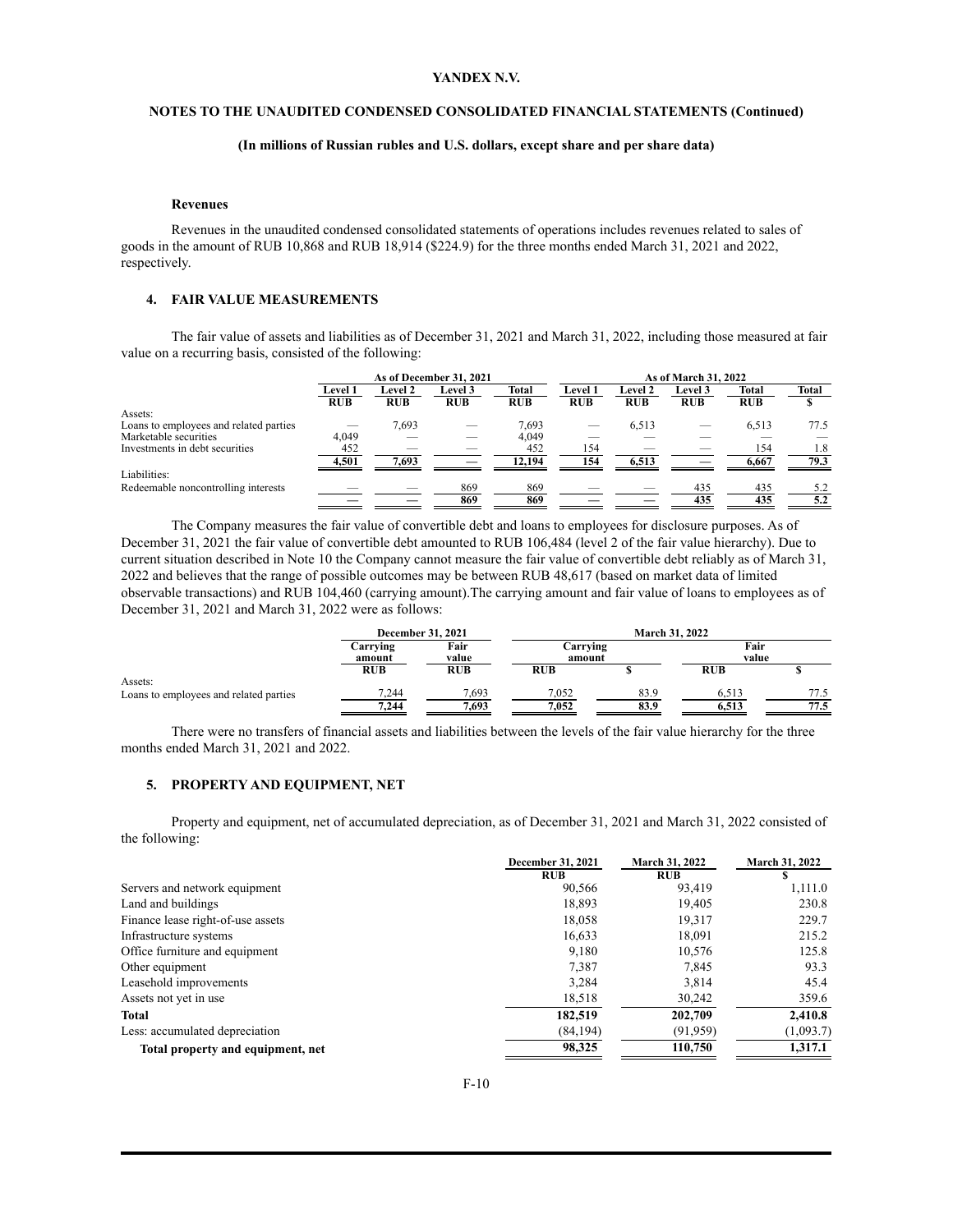### Revenues

Revenues in the unaudited condensed consolidated statements of operations includes revenues related to sales of goods in the amount of RUB 10,868 and RUB 18,914 ($224.9) for the three months ended March 31, 2021 and 2022, respectively.

## 4. FAIR VALUE MEASUREMENTS

The fair value of assets and liabilities as of December 31, 2021 and March 31, 2022, including those measured at fair value on a recurring basis, consisted of the following:

| | As of December 31, 2021 | | | | As of March 31, 2022 | | | | |
|---|---|---|---|---|---|---|---|---|---|
| | Level 1 | Level 2 | Level 3 | Total | Level 1 | Level 2 | Level 3 | Total | Total |
| | RUB | RUB | RUB | RUB | RUB | RUB | RUB | RUB | $ |
| Assets: | | | | | | | | | |
| Loans to employees and related parties | — | 7,693 | — | 7,693 | — | 6,513 | — | 6,513 | 77.5 |
| Marketable securities | 4,049 | — | — | 4,049 | — | — | — | — | — |
| Investments in debt securities | 452 | — | — | 452 | 154 | — | — | 154 | 1.8 |
| | 4,501 | 7,693 | — | 12,194 | 154 | 6,513 | — | 6,667 | 79.3 |
| Liabilities: | | | | | | | | | |
| Redeemable noncontrolling interests | — | — | 869 | 869 | — | — | 435 | 435 | 5.2 |
| | — | — | 869 | 869 | — | — | 435 | 435 | 5.2 |

The Company measures the fair value of convertible debt and loans to employees for disclosure purposes. As of December 31, 2021 the fair value of convertible debt amounted to RUB 106,484 (level 2 of the fair value hierarchy). Due to current situation described in Note 10 the Company cannot measure the fair value of convertible debt reliably as of March 31, 2022 and believes that the range of possible outcomes may be between RUB 48,617 (based on market data of limited observable transactions) and RUB 104,460 (carrying amount).The carrying amount and fair value of loans to employees as of December 31, 2021 and March 31, 2022 were as follows:

| | December 31, 2021 | | March 31, 2022 | | | |
|---|---|---|---|---|---|---|
| | Carrying amount | Fair value | Carrying amount | | Fair value | |
| | RUB | RUB | RUB | $ | RUB | $ |
| Assets: | | | | | | |
| Loans to employees and related parties | 7,244 | 7,693 | 7,052 | 83.9 | 6,513 | 77.5 |
| | 7,244 | 7,693 | 7,052 | 83.9 | 6,513 | 77.5 |

There were no transfers of financial assets and liabilities between the levels of the fair value hierarchy for the three months ended March 31, 2021 and 2022.

## 5. PROPERTY AND EQUIPMENT, NET

Property and equipment, net of accumulated depreciation, as of December 31, 2021 and March 31, 2022 consisted of the following:

| | December 31, 2021 | March 31, 2022 | March 31, 2022 |
|---|---|---|---|
| | RUB | RUB | $ |
| Servers and network equipment | 90,566 | 93,419 | 1,111.0 |
| Land and buildings | 18,893 | 19,405 | 230.8 |
| Finance lease right-of-use assets | 18,058 | 19,317 | 229.7 |
| Infrastructure systems | 16,633 | 18,091 | 215.2 |
| Office furniture and equipment | 9,180 | 10,576 | 125.8 |
| Other equipment | 7,387 | 7,845 | 93.3 |
| Leasehold improvements | 3,284 | 3,814 | 45.4 |
| Assets not yet in use | 18,518 | 30,242 | 359.6 |
| **Total** | **182,519** | **202,709** | **2,410.8** |
| Less: accumulated depreciation | (84,194) | (91,959) | (1,093.7) |
| **Total property and equipment, net** | **98,325** | **110,750** | **1,317.1** |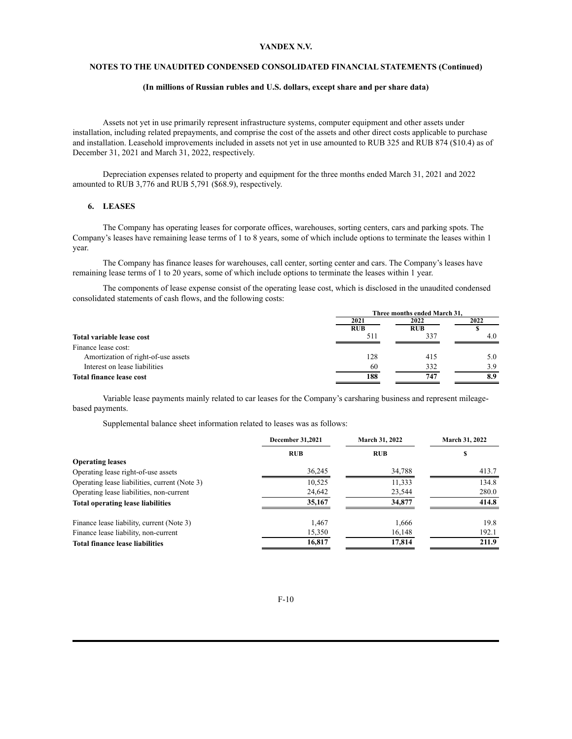Assets not yet in use primarily represent infrastructure systems, computer equipment and other assets under installation, including related prepayments, and comprise the cost of the assets and other direct costs applicable to purchase and installation. Leasehold improvements included in assets not yet in use amounted to RUB 325 and RUB 874 ($10.4) as of December 31, 2021 and March 31, 2022, respectively.

Depreciation expenses related to property and equipment for the three months ended March 31, 2021 and 2022 amounted to RUB 3,776 and RUB 5,791 ($68.9), respectively.

## 6. LEASES

The Company has operating leases for corporate offices, warehouses, sorting centers, cars and parking spots. The Company's leases have remaining lease terms of 1 to 8 years, some of which include options to terminate the leases within 1 year.

The Company has finance leases for warehouses, call center, sorting center and cars. The Company's leases have remaining lease terms of 1 to 20 years, some of which include options to terminate the leases within 1 year.

The components of lease expense consist of the operating lease cost, which is disclosed in the unaudited condensed consolidated statements of cash flows, and the following costs:

| | Three months ended March 31, | | |
|---|---|---|---|
| | 2021 | 2022 | 2022 |
| | RUB | RUB | $ |
| **Total variable lease cost** | 511 | 337 | 4.0 |
| Finance lease cost: | | | |
| Amortization of right-of-use assets | 128 | 415 | 5.0 |
| Interest on lease liabilities | 60 | 332 | 3.9 |
| **Total finance lease cost** | **188** | **747** | **8.9** |

Variable lease payments mainly related to car leases for the Company's carsharing business and represent mileage-based payments.

Supplemental balance sheet information related to leases was as follows:

| | December 31,2021 | March 31, 2022 | March 31, 2022 |
|---|---|---|---|
| | RUB | RUB | $ |
| **Operating leases** | | | |
| Operating lease right-of-use assets | 36,245 | 34,788 | 413.7 |
| Operating lease liabilities, current (Note 3) | 10,525 | 11,333 | 134.8 |
| Operating lease liabilities, non-current | 24,642 | 23,544 | 280.0 |
| **Total operating lease liabilities** | **35,167** | **34,877** | **414.8** |
| | | | |
| Finance lease liability, current (Note 3) | 1,467 | 1,666 | 19.8 |
| Finance lease liability, non-current | 15,350 | 16,148 | 192.1 |
| **Total finance lease liabilities** | **16,817** | **17,814** | **211.9** |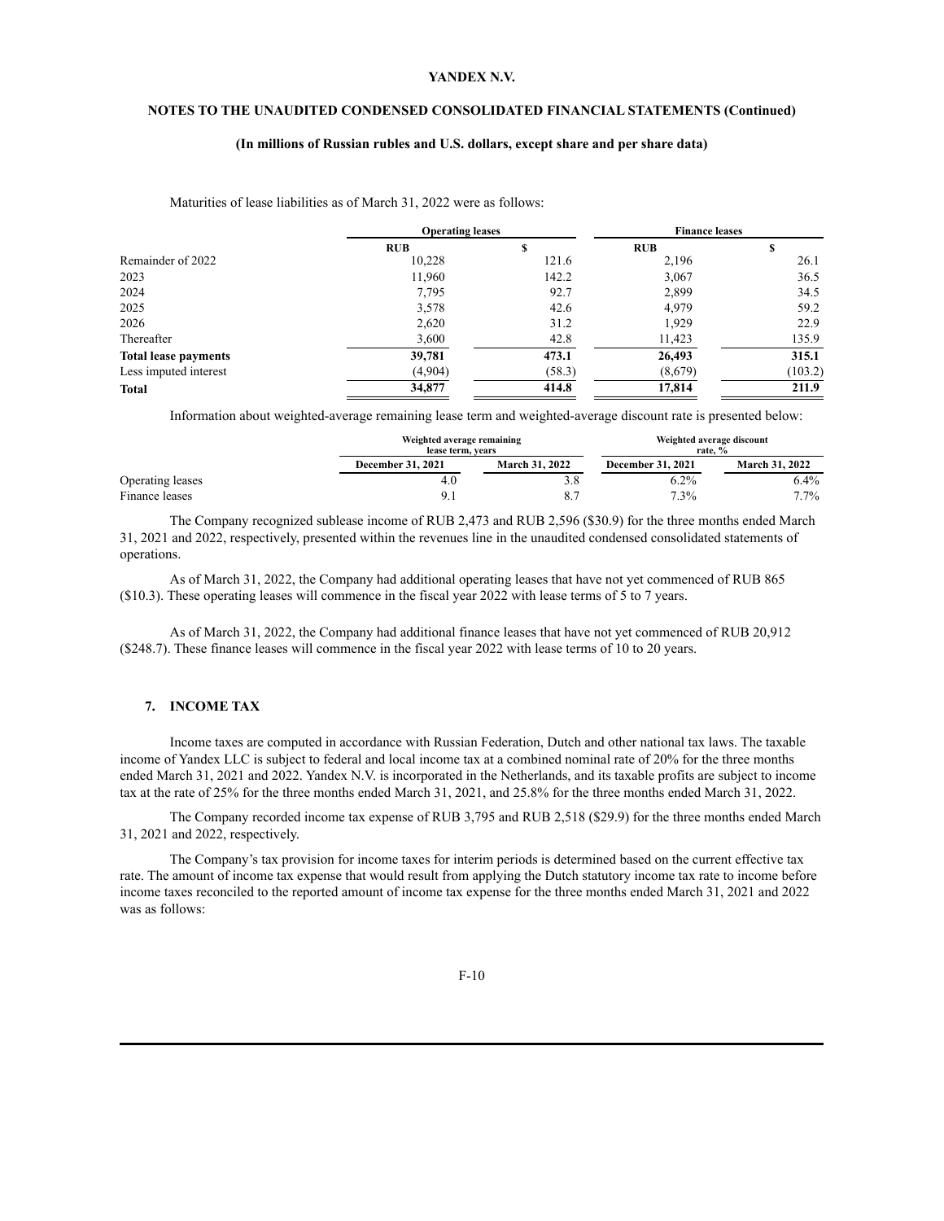Maturities of lease liabilities as of March 31, 2022 were as follows:

| | Operating leases | | Finance leases | |
|---|---|---|---|---|
| | RUB | $ | RUB | $ |
| Remainder of 2022 | 10,228 | 121.6 | 2,196 | 26.1 |
| 2023 | 11,960 | 142.2 | 3,067 | 36.5 |
| 2024 | 7,795 | 92.7 | 2,899 | 34.5 |
| 2025 | 3,578 | 42.6 | 4,979 | 59.2 |
| 2026 | 2,620 | 31.2 | 1,929 | 22.9 |
| Thereafter | 3,600 | 42.8 | 11,423 | 135.9 |
| **Total lease payments** | **39,781** | **473.1** | **26,493** | **315.1** |
| Less imputed interest | (4,904) | (58.3) | (8,679) | (103.2) |
| **Total** | **34,877** | **414.8** | **17,814** | **211.9** |

Information about weighted-average remaining lease term and weighted-average discount rate is presented below:

| | Weighted average remaining lease term, years | | Weighted average discount rate, % | |
|---|---|---|---|---|
| | December 31, 2021 | March 31, 2022 | December 31, 2021 | March 31, 2022 |
| Operating leases | 4.0 | 3.8 | 6.2% | 6.4% |
| Finance leases | 9.1 | 8.7 | 7.3% | 7.7% |

The Company recognized sublease income of RUB 2,473 and RUB 2,596 ($30.9) for the three months ended March 31, 2021 and 2022, respectively, presented within the revenues line in the unaudited condensed consolidated statements of operations.

As of March 31, 2022, the Company had additional operating leases that have not yet commenced of RUB 865 ($10.3). These operating leases will commence in the fiscal year 2022 with lease terms of 5 to 7 years.

As of March 31, 2022, the Company had additional finance leases that have not yet commenced of RUB 20,912 ($248.7). These finance leases will commence in the fiscal year 2022 with lease terms of 10 to 20 years.

## 7. INCOME TAX

Income taxes are computed in accordance with Russian Federation, Dutch and other national tax laws. The taxable income of Yandex LLC is subject to federal and local income tax at a combined nominal rate of 20% for the three months ended March 31, 2021 and 2022. Yandex N.V. is incorporated in the Netherlands, and its taxable profits are subject to income tax at the rate of 25% for the three months ended March 31, 2021, and 25.8% for the three months ended March 31, 2022.

The Company recorded income tax expense of RUB 3,795 and RUB 2,518 ($29.9) for the three months ended March 31, 2021 and 2022, respectively.

The Company's tax provision for income taxes for interim periods is determined based on the current effective tax rate. The amount of income tax expense that would result from applying the Dutch statutory income tax rate to income before income taxes reconciled to the reported amount of income tax expense for the three months ended March 31, 2021 and 2022 was as follows: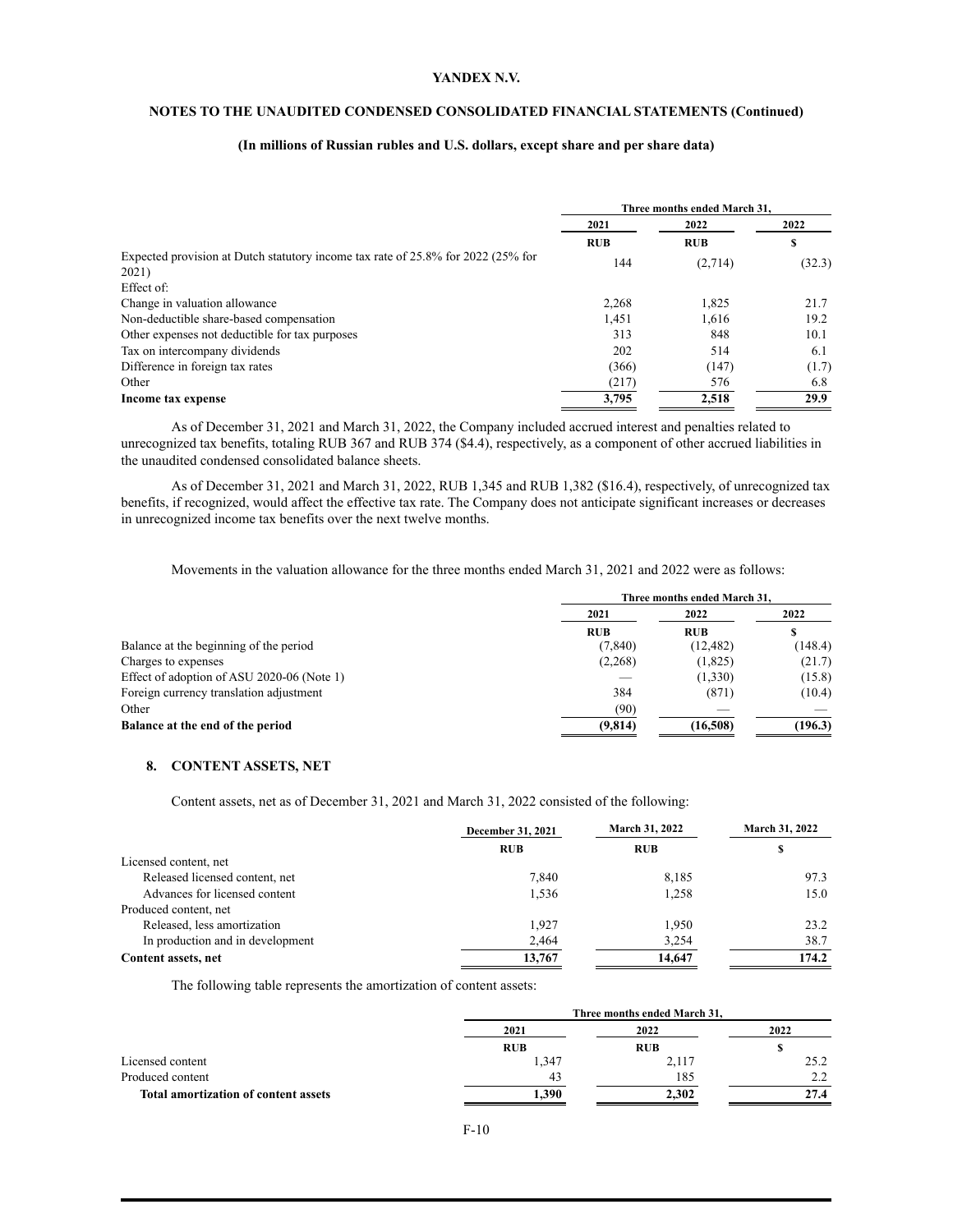| | Three months ended March 31, | | |
|---|---|---|---|
| | 2021 | 2022 | 2022 |
| | RUB | RUB | $ |
| Expected provision at Dutch statutory income tax rate of 25.8% for 2022 (25% for 2021) | 144 | (2,714) | (32.3) |
| Effect of: | | | |
| Change in valuation allowance | 2,268 | 1,825 | 21.7 |
| Non-deductible share-based compensation | 1,451 | 1,616 | 19.2 |
| Other expenses not deductible for tax purposes | 313 | 848 | 10.1 |
| Tax on intercompany dividends | 202 | 514 | 6.1 |
| Difference in foreign tax rates | (366) | (147) | (1.7) |
| Other | (217) | 576 | 6.8 |
| **Income tax expense** | **3,795** | **2,518** | **29.9** |

As of December 31, 2021 and March 31, 2022, the Company included accrued interest and penalties related to unrecognized tax benefits, totaling RUB 367 and RUB 374 ($4.4), respectively, as a component of other accrued liabilities in the unaudited condensed consolidated balance sheets.

As of December 31, 2021 and March 31, 2022, RUB 1,345 and RUB 1,382 ($16.4), respectively, of unrecognized tax benefits, if recognized, would affect the effective tax rate. The Company does not anticipate significant increases or decreases in unrecognized income tax benefits over the next twelve months.

Movements in the valuation allowance for the three months ended March 31, 2021 and 2022 were as follows:

| | Three months ended March 31, | | |
|---|---|---|---|
| | 2021 | 2022 | 2022 |
| | RUB | RUB | $ |
| Balance at the beginning of the period | (7,840) | (12,482) | (148.4) |
| Charges to expenses | (2,268) | (1,825) | (21.7) |
| Effect of adoption of ASU 2020-06 (Note 1) | — | (1,330) | (15.8) |
| Foreign currency translation adjustment | 384 | (871) | (10.4) |
| Other | (90) | — | — |
| **Balance at the end of the period** | **(9,814)** | **(16,508)** | **(196.3)** |

## 8. CONTENT ASSETS, NET

Content assets, net as of December 31, 2021 and March 31, 2022 consisted of the following:

| | December 31, 2021 | March 31, 2022 | March 31, 2022 |
|---|---|---|---|
| | RUB | RUB | $ |
| Licensed content, net | | | |
| Released licensed content, net | 7,840 | 8,185 | 97.3 |
| Advances for licensed content | 1,536 | 1,258 | 15.0 |
| Produced content, net | | | |
| Released, less amortization | 1,927 | 1,950 | 23.2 |
| In production and in development | 2,464 | 3,254 | 38.7 |
| **Content assets, net** | **13,767** | **14,647** | **174.2** |

The following table represents the amortization of content assets:

| | Three months ended March 31, | | |
|---|---|---|---|
| | 2021 | 2022 | 2022 |
| | RUB | RUB | $ |
| Licensed content | 1,347 | 2,117 | 25.2 |
| Produced content | 43 | 185 | 2.2 |
| **Total amortization of content assets** | **1,390** | **2,302** | **27.4** |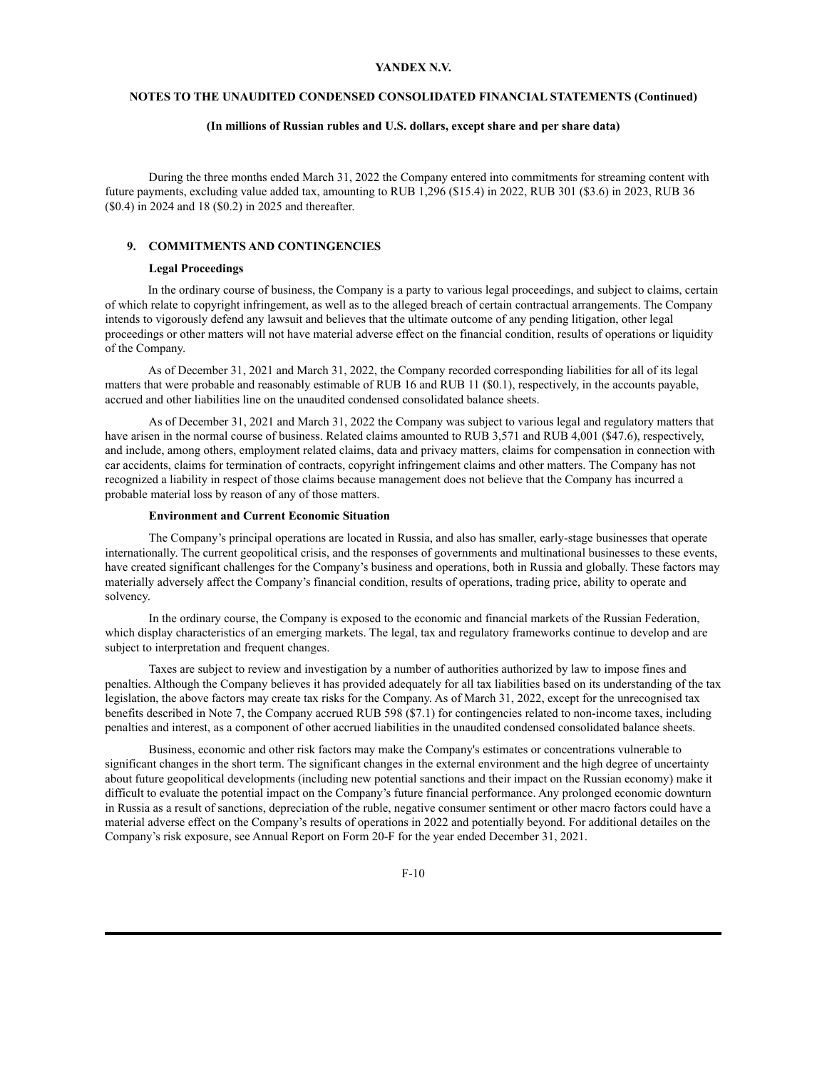During the three months ended March 31, 2022 the Company entered into commitments for streaming content with future payments, excluding value added tax, amounting to RUB 1,296 ($15.4) in 2022, RUB 301 ($3.6) in 2023, RUB 36 ($0.4) in 2024 and 18 ($0.2) in 2025 and thereafter.

## 9. COMMITMENTS AND CONTINGENCIES

### Legal Proceedings

In the ordinary course of business, the Company is a party to various legal proceedings, and subject to claims, certain of which relate to copyright infringement, as well as to the alleged breach of certain contractual arrangements. The Company intends to vigorously defend any lawsuit and believes that the ultimate outcome of any pending litigation, other legal proceedings or other matters will not have material adverse effect on the financial condition, results of operations or liquidity of the Company.

As of December 31, 2021 and March 31, 2022, the Company recorded corresponding liabilities for all of its legal matters that were probable and reasonably estimable of RUB 16 and RUB 11 ($0.1), respectively, in the accounts payable, accrued and other liabilities line on the unaudited condensed consolidated balance sheets.

As of December 31, 2021 and March 31, 2022 the Company was subject to various legal and regulatory matters that have arisen in the normal course of business. Related claims amounted to RUB 3,571 and RUB 4,001 ($47.6), respectively, and include, among others, employment related claims, data and privacy matters, claims for compensation in connection with car accidents, claims for termination of contracts, copyright infringement claims and other matters. The Company has not recognized a liability in respect of those claims because management does not believe that the Company has incurred a probable material loss by reason of any of those matters.

### Environment and Current Economic Situation

The Company's principal operations are located in Russia, and also has smaller, early-stage businesses that operate internationally. The current geopolitical crisis, and the responses of governments and multinational businesses to these events, have created significant challenges for the Company's business and operations, both in Russia and globally. These factors may materially adversely affect the Company's financial condition, results of operations, trading price, ability to operate and solvency.

In the ordinary course, the Company is exposed to the economic and financial markets of the Russian Federation, which display characteristics of an emerging markets. The legal, tax and regulatory frameworks continue to develop and are subject to interpretation and frequent changes.

Taxes are subject to review and investigation by a number of authorities authorized by law to impose fines and penalties. Although the Company believes it has provided adequately for all tax liabilities based on its understanding of the tax legislation, the above factors may create tax risks for the Company. As of March 31, 2022, except for the unrecognised tax benefits described in Note 7, the Company accrued RUB 598 ($7.1) for contingencies related to non-income taxes, including penalties and interest, as a component of other accrued liabilities in the unaudited condensed consolidated balance sheets.

Business, economic and other risk factors may make the Company's estimates or concentrations vulnerable to significant changes in the short term. The significant changes in the external environment and the high degree of uncertainty about future geopolitical developments (including new potential sanctions and their impact on the Russian economy) make it difficult to evaluate the potential impact on the Company's future financial performance. Any prolonged economic downturn in Russia as a result of sanctions, depreciation of the ruble, negative consumer sentiment or other macro factors could have a material adverse effect on the Company's results of operations in 2022 and potentially beyond. For additional detailes on the Company's risk exposure, see Annual Report on Form 20-F for the year ended December 31, 2021.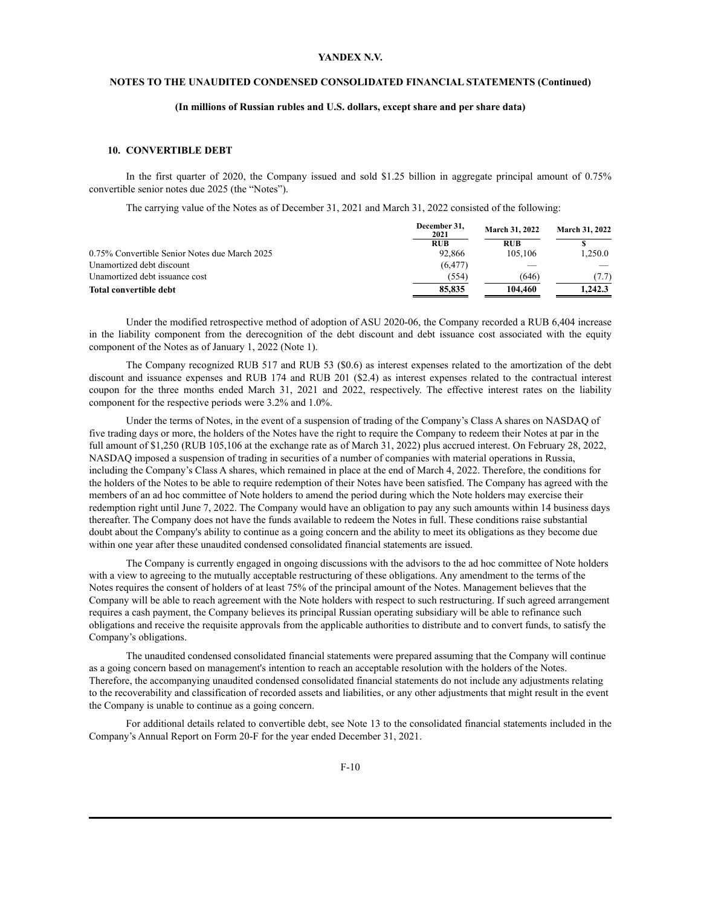YANDEX N.V.

NOTES TO THE UNAUDITED CONDENSED CONSOLIDATED FINANCIAL STATEMENTS (Continued)

(In millions of Russian rubles and U.S. dollars, except share and per share data)

## 10. CONVERTIBLE DEBT

In the first quarter of 2020, the Company issued and sold $1.25 billion in aggregate principal amount of 0.75% convertible senior notes due 2025 (the "Notes").

The carrying value of the Notes as of December 31, 2021 and March 31, 2022 consisted of the following:

| | December 31, 2021 | March 31, 2022 | March 31, 2022 |
|---|---|---|---|
| | RUB | RUB | $ |
| 0.75% Convertible Senior Notes due March 2025 | 92,866 | 105,106 | 1,250.0 |
| Unamortized debt discount | (6,477) | — | — |
| Unamortized debt issuance cost | (554) | (646) | (7.7) |
| **Total convertible debt** | **85,835** | **104,460** | **1,242.3** |

Under the modified retrospective method of adoption of ASU 2020-06, the Company recorded a RUB 6,404 increase in the liability component from the derecognition of the debt discount and debt issuance cost associated with the equity component of the Notes as of January 1, 2022 (Note 1).

The Company recognized RUB 517 and RUB 53 ($0.6) as interest expenses related to the amortization of the debt discount and issuance expenses and RUB 174 and RUB 201 ($2.4) as interest expenses related to the contractual interest coupon for the three months ended March 31, 2021 and 2022, respectively. The effective interest rates on the liability component for the respective periods were 3.2% and 1.0%.

Under the terms of Notes, in the event of a suspension of trading of the Company's Class A shares on NASDAQ of five trading days or more, the holders of the Notes have the right to require the Company to redeem their Notes at par in the full amount of $1,250 (RUB 105,106 at the exchange rate as of March 31, 2022) plus accrued interest. On February 28, 2022, NASDAQ imposed a suspension of trading in securities of a number of companies with material operations in Russia, including the Company's Class A shares, which remained in place at the end of March 4, 2022. Therefore, the conditions for the holders of the Notes to be able to require redemption of their Notes have been satisfied. The Company has agreed with the members of an ad hoc committee of Note holders to amend the period during which the Note holders may exercise their redemption right until June 7, 2022. The Company would have an obligation to pay any such amounts within 14 business days thereafter. The Company does not have the funds available to redeem the Notes in full. These conditions raise substantial doubt about the Company's ability to continue as a going concern and the ability to meet its obligations as they become due within one year after these unaudited condensed consolidated financial statements are issued.

The Company is currently engaged in ongoing discussions with the advisors to the ad hoc committee of Note holders with a view to agreeing to the mutually acceptable restructuring of these obligations. Any amendment to the terms of the Notes requires the consent of holders of at least 75% of the principal amount of the Notes. Management believes that the Company will be able to reach agreement with the Note holders with respect to such restructuring. If such agreed arrangement requires a cash payment, the Company believes its principal Russian operating subsidiary will be able to refinance such obligations and receive the requisite approvals from the applicable authorities to distribute and to convert funds, to satisfy the Company's obligations.

The unaudited condensed consolidated financial statements were prepared assuming that the Company will continue as a going concern based on management's intention to reach an acceptable resolution with the holders of the Notes. Therefore, the accompanying unaudited condensed consolidated financial statements do not include any adjustments relating to the recoverability and classification of recorded assets and liabilities, or any other adjustments that might result in the event the Company is unable to continue as a going concern.

For additional details related to convertible debt, see Note 13 to the consolidated financial statements included in the Company's Annual Report on Form 20-F for the year ended December 31, 2021.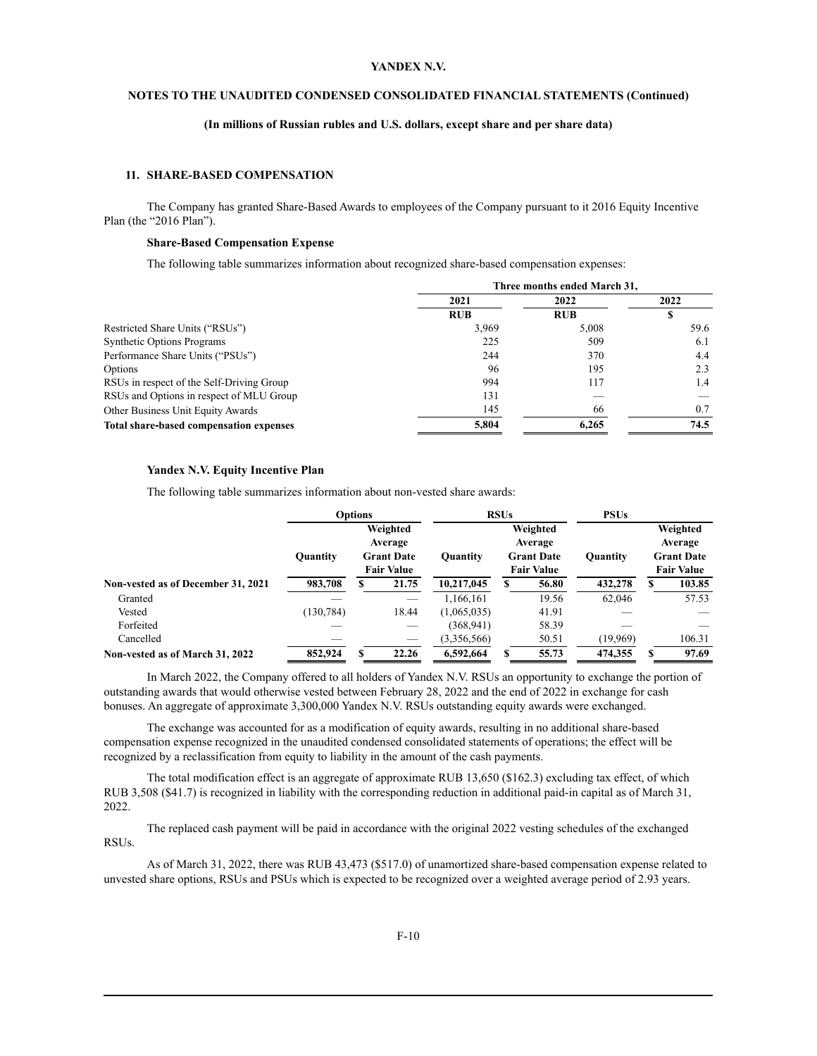# YANDEX N.V.

## NOTES TO THE UNAUDITED CONDENSED CONSOLIDATED FINANCIAL STATEMENTS (Continued)

**(In millions of Russian rubles and U.S. dollars, except share and per share data)**

### 11. SHARE-BASED COMPENSATION

The Company has granted Share-Based Awards to employees of the Company pursuant to it 2016 Equity Incentive Plan (the "2016 Plan").

**Share-Based Compensation Expense**

The following table summarizes information about recognized share-based compensation expenses:

| | Three months ended March 31, | | |
|---|---|---|---|
| | 2021 | 2022 | 2022 |
| | RUB | RUB | $ |
| Restricted Share Units ("RSUs") | 3,969 | 5,008 | 59.6 |
| Synthetic Options Programs | 225 | 509 | 6.1 |
| Performance Share Units ("PSUs") | 244 | 370 | 4.4 |
| Options | 96 | 195 | 2.3 |
| RSUs in respect of the Self-Driving Group | 994 | 117 | 1.4 |
| RSUs and Options in respect of MLU Group | 131 | — | — |
| Other Business Unit Equity Awards | 145 | 66 | 0.7 |
| **Total share-based compensation expenses** | **5,804** | **6,265** | **74.5** |

**Yandex N.V. Equity Incentive Plan**

The following table summarizes information about non-vested share awards:

| | Options | | RSUs | | PSUs | |
|---|---|---|---|---|---|---|
| | Quantity | Weighted Average Grant Date Fair Value | Quantity | Weighted Average Grant Date Fair Value | Quantity | Weighted Average Grant Date Fair Value |
| **Non-vested as of December 31, 2021** | **983,708** | **$ 21.75** | **10,217,045** | **$ 56.80** | **432,278** | **$ 103.85** |
| Granted | — | — | 1,166,161 | 19.56 | 62,046 | 57.53 |
| Vested | (130,784) | 18.44 | (1,065,035) | 41.91 | — | — |
| Forfeited | — | — | (368,941) | 58.39 | — | — |
| Cancelled | — | — | (3,356,566) | 50.51 | (19,969) | 106.31 |
| **Non-vested as of March 31, 2022** | **852,924** | **$ 22.26** | **6,592,664** | **$ 55.73** | **474,355** | **$ 97.69** |

In March 2022, the Company offered to all holders of Yandex N.V. RSUs an opportunity to exchange the portion of outstanding awards that would otherwise vested between February 28, 2022 and the end of 2022 in exchange for cash bonuses. An aggregate of approximate 3,300,000 Yandex N.V. RSUs outstanding equity awards were exchanged.

The exchange was accounted for as a modification of equity awards, resulting in no additional share-based compensation expense recognized in the unaudited condensed consolidated statements of operations; the effect will be recognized by a reclassification from equity to liability in the amount of the cash payments.

The total modification effect is an aggregate of approximate RUB 13,650 ($162.3) excluding tax effect, of which RUB 3,508 ($41.7) is recognized in liability with the corresponding reduction in additional paid-in capital as of March 31, 2022.

The replaced cash payment will be paid in accordance with the original 2022 vesting schedules of the exchanged RSUs.

As of March 31, 2022, there was RUB 43,473 ($517.0) of unamortized share-based compensation expense related to unvested share options, RSUs and PSUs which is expected to be recognized over a weighted average period of 2.93 years.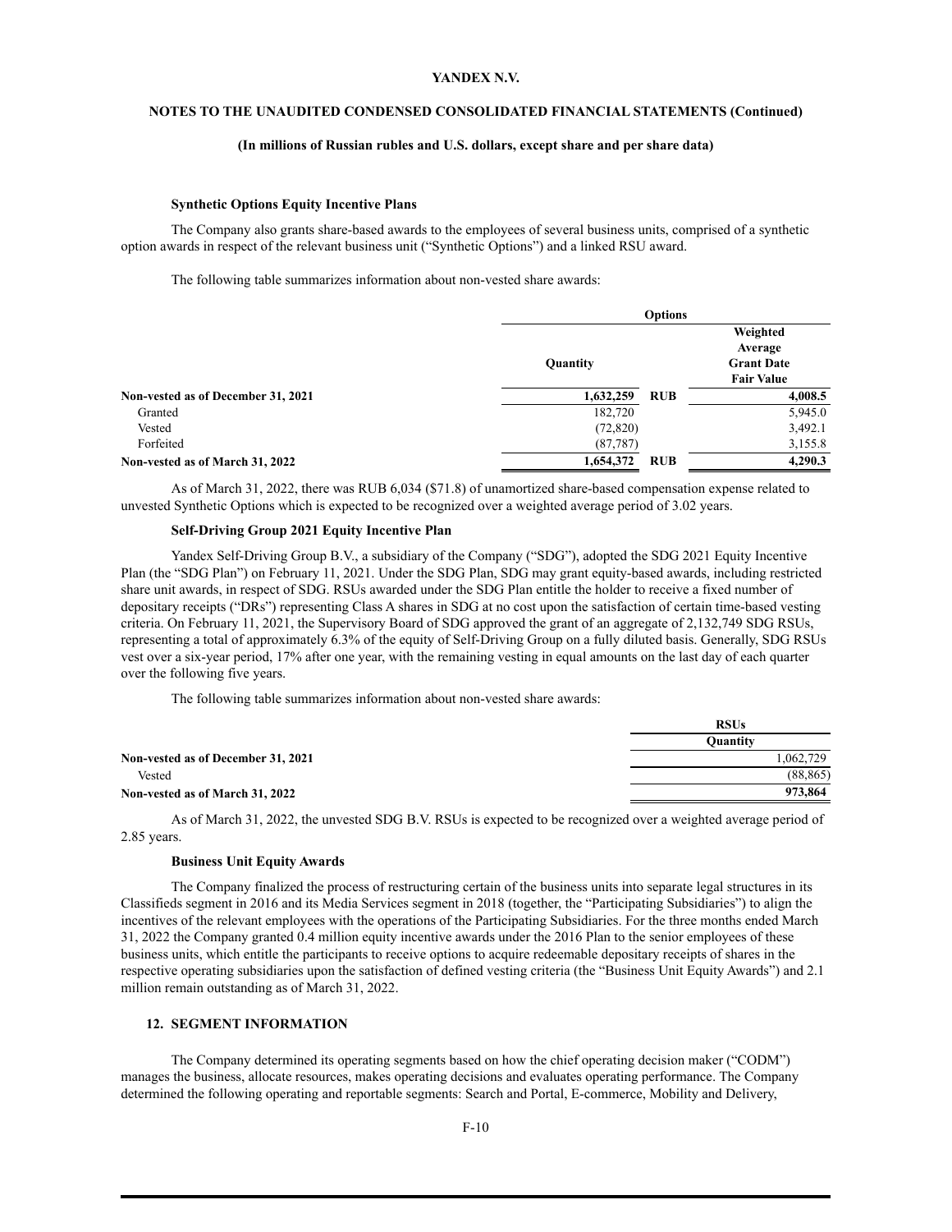**Synthetic Options Equity Incentive Plans**

The Company also grants share-based awards to the employees of several business units, comprised of a synthetic option awards in respect of the relevant business unit ("Synthetic Options") and a linked RSU award.

The following table summarizes information about non-vested share awards:

| | Options | | |
|---|---|---|---|
| | Quantity | | Weighted Average Grant Date Fair Value |
| **Non-vested as of December 31, 2021** | **1,632,259** | **RUB** | **4,008.5** |
| Granted | 182,720 | | 5,945.0 |
| Vested | (72,820) | | 3,492.1 |
| Forfeited | (87,787) | | 3,155.8 |
| **Non-vested as of March 31, 2022** | **1,654,372** | **RUB** | **4,290.3** |

As of March 31, 2022, there was RUB 6,034 ($71.8) of unamortized share-based compensation expense related to unvested Synthetic Options which is expected to be recognized over a weighted average period of 3.02 years.

**Self-Driving Group 2021 Equity Incentive Plan**

Yandex Self-Driving Group B.V., a subsidiary of the Company ("SDG"), adopted the SDG 2021 Equity Incentive Plan (the "SDG Plan") on February 11, 2021. Under the SDG Plan, SDG may grant equity-based awards, including restricted share unit awards, in respect of SDG. RSUs awarded under the SDG Plan entitle the holder to receive a fixed number of depositary receipts ("DRs") representing Class A shares in SDG at no cost upon the satisfaction of certain time-based vesting criteria. On February 11, 2021, the Supervisory Board of SDG approved the grant of an aggregate of 2,132,749 SDG RSUs, representing a total of approximately 6.3% of the equity of Self-Driving Group on a fully diluted basis. Generally, SDG RSUs vest over a six-year period, 17% after one year, with the remaining vesting in equal amounts on the last day of each quarter over the following five years.

The following table summarizes information about non-vested share awards:

| | RSUs |
|---|---|
| | Quantity |
| **Non-vested as of December 31, 2021** | 1,062,729 |
| Vested | (88,865) |
| **Non-vested as of March 31, 2022** | **973,864** |

As of March 31, 2022, the unvested SDG B.V. RSUs is expected to be recognized over a weighted average period of 2.85 years.

**Business Unit Equity Awards**

The Company finalized the process of restructuring certain of the business units into separate legal structures in its Classifieds segment in 2016 and its Media Services segment in 2018 (together, the "Participating Subsidiaries") to align the incentives of the relevant employees with the operations of the Participating Subsidiaries. For the three months ended March 31, 2022 the Company granted 0.4 million equity incentive awards under the 2016 Plan to the senior employees of these business units, which entitle the participants to receive options to acquire redeemable depositary receipts of shares in the respective operating subsidiaries upon the satisfaction of defined vesting criteria (the "Business Unit Equity Awards") and 2.1 million remain outstanding as of March 31, 2022.

## 12. SEGMENT INFORMATION

The Company determined its operating segments based on how the chief operating decision maker ("CODM") manages the business, allocate resources, makes operating decisions and evaluates operating performance. The Company determined the following operating and reportable segments: Search and Portal, E-commerce, Mobility and Delivery,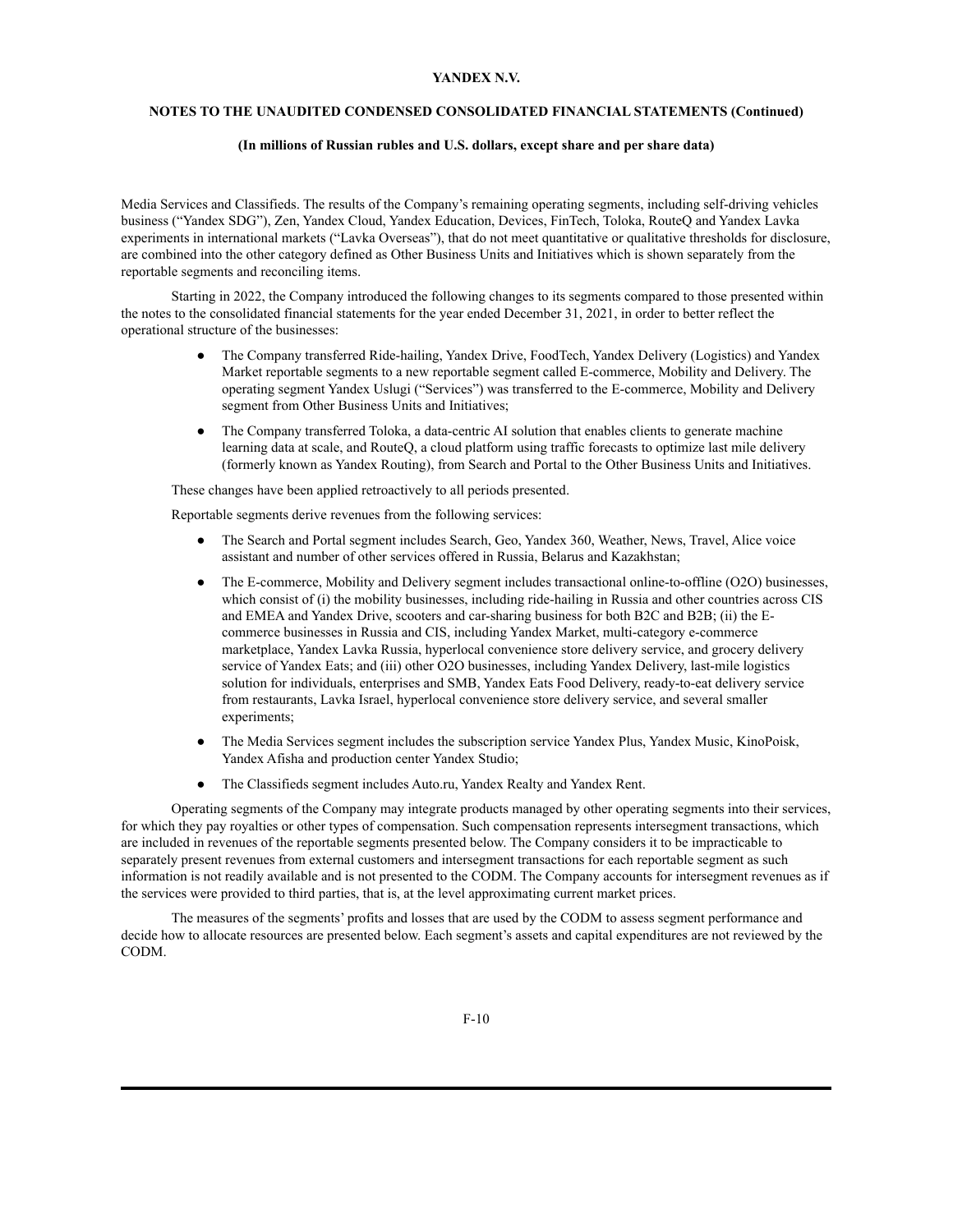Media Services and Classifieds. The results of the Company's remaining operating segments, including self-driving vehicles business ("Yandex SDG"), Zen, Yandex Cloud, Yandex Education, Devices, FinTech, Toloka, RouteQ and Yandex Lavka experiments in international markets ("Lavka Overseas"), that do not meet quantitative or qualitative thresholds for disclosure, are combined into the other category defined as Other Business Units and Initiatives which is shown separately from the reportable segments and reconciling items.

Starting in 2022, the Company introduced the following changes to its segments compared to those presented within the notes to the consolidated financial statements for the year ended December 31, 2021, in order to better reflect the operational structure of the businesses:

- The Company transferred Ride-hailing, Yandex Drive, FoodTech, Yandex Delivery (Logistics) and Yandex Market reportable segments to a new reportable segment called E-commerce, Mobility and Delivery. The operating segment Yandex Uslugi ("Services") was transferred to the E-commerce, Mobility and Delivery segment from Other Business Units and Initiatives;
- The Company transferred Toloka, a data-centric AI solution that enables clients to generate machine learning data at scale, and RouteQ, a cloud platform using traffic forecasts to optimize last mile delivery (formerly known as Yandex Routing), from Search and Portal to the Other Business Units and Initiatives.

These changes have been applied retroactively to all periods presented.

Reportable segments derive revenues from the following services:

- The Search and Portal segment includes Search, Geo, Yandex 360, Weather, News, Travel, Alice voice assistant and number of other services offered in Russia, Belarus and Kazakhstan;
- The E-commerce, Mobility and Delivery segment includes transactional online-to-offline (O2O) businesses, which consist of (i) the mobility businesses, including ride-hailing in Russia and other countries across CIS and EMEA and Yandex Drive, scooters and car-sharing business for both B2C and B2B; (ii) the E-commerce businesses in Russia and CIS, including Yandex Market, multi-category e-commerce marketplace, Yandex Lavka Russia, hyperlocal convenience store delivery service, and grocery delivery service of Yandex Eats; and (iii) other O2O businesses, including Yandex Delivery, last-mile logistics solution for individuals, enterprises and SMB, Yandex Eats Food Delivery, ready-to-eat delivery service from restaurants, Lavka Israel, hyperlocal convenience store delivery service, and several smaller experiments;
- The Media Services segment includes the subscription service Yandex Plus, Yandex Music, KinoPoisk, Yandex Afisha and production center Yandex Studio;
- The Classifieds segment includes Auto.ru, Yandex Realty and Yandex Rent.

Operating segments of the Company may integrate products managed by other operating segments into their services, for which they pay royalties or other types of compensation. Such compensation represents intersegment transactions, which are included in revenues of the reportable segments presented below. The Company considers it to be impracticable to separately present revenues from external customers and intersegment transactions for each reportable segment as such information is not readily available and is not presented to the CODM. The Company accounts for intersegment revenues as if the services were provided to third parties, that is, at the level approximating current market prices.

The measures of the segments' profits and losses that are used by the CODM to assess segment performance and decide how to allocate resources are presented below. Each segment's assets and capital expenditures are not reviewed by the CODM.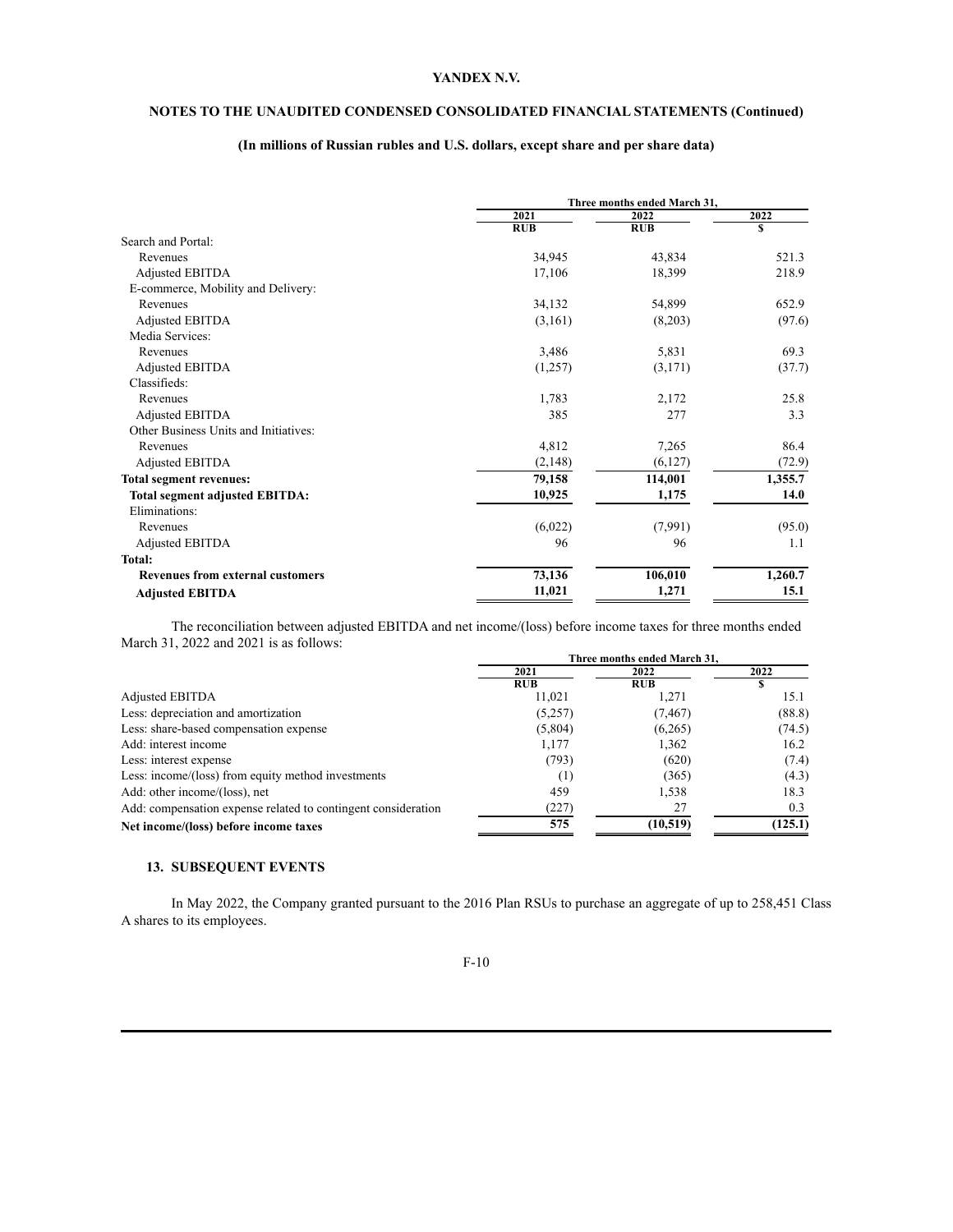**YANDEX N.V.**

**NOTES TO THE UNAUDITED CONDENSED CONSOLIDATED FINANCIAL STATEMENTS (Continued)**

**(In millions of Russian rubles and U.S. dollars, except share and per share data)**

| | Three months ended March 31, | | |
|---|---|---|---|
| | 2021 | 2022 | 2022 |
| | RUB | RUB | $ |
| Search and Portal: | | | |
| Revenues | 34,945 | 43,834 | 521.3 |
| Adjusted EBITDA | 17,106 | 18,399 | 218.9 |
| E-commerce, Mobility and Delivery: | | | |
| Revenues | 34,132 | 54,899 | 652.9 |
| Adjusted EBITDA | (3,161) | (8,203) | (97.6) |
| Media Services: | | | |
| Revenues | 3,486 | 5,831 | 69.3 |
| Adjusted EBITDA | (1,257) | (3,171) | (37.7) |
| Classifieds: | | | |
| Revenues | 1,783 | 2,172 | 25.8 |
| Adjusted EBITDA | 385 | 277 | 3.3 |
| Other Business Units and Initiatives: | | | |
| Revenues | 4,812 | 7,265 | 86.4 |
| Adjusted EBITDA | (2,148) | (6,127) | (72.9) |
| **Total segment revenues:** | **79,158** | **114,001** | **1,355.7** |
| **Total segment adjusted EBITDA:** | **10,925** | **1,175** | **14.0** |
| Eliminations: | | | |
| Revenues | (6,022) | (7,991) | (95.0) |
| Adjusted EBITDA | 96 | 96 | 1.1 |
| **Total:** | | | |
| **Revenues from external customers** | **73,136** | **106,010** | **1,260.7** |
| **Adjusted EBITDA** | **11,021** | **1,271** | **15.1** |

The reconciliation between adjusted EBITDA and net income/(loss) before income taxes for three months ended March 31, 2022 and 2021 is as follows:

| | Three months ended March 31, | | |
|---|---|---|---|
| | 2021 | 2022 | 2022 |
| | RUB | RUB | $ |
| Adjusted EBITDA | 11,021 | 1,271 | 15.1 |
| Less: depreciation and amortization | (5,257) | (7,467) | (88.8) |
| Less: share-based compensation expense | (5,804) | (6,265) | (74.5) |
| Add: interest income | 1,177 | 1,362 | 16.2 |
| Less: interest expense | (793) | (620) | (7.4) |
| Less: income/(loss) from equity method investments | (1) | (365) | (4.3) |
| Add: other income/(loss), net | 459 | 1,538 | 18.3 |
| Add: compensation expense related to contingent consideration | (227) | 27 | 0.3 |
| **Net income/(loss) before income taxes** | **575** | **(10,519)** | **(125.1)** |

## 13. SUBSEQUENT EVENTS

In May 2022, the Company granted pursuant to the 2016 Plan RSUs to purchase an aggregate of up to 258,451 Class A shares to its employees.